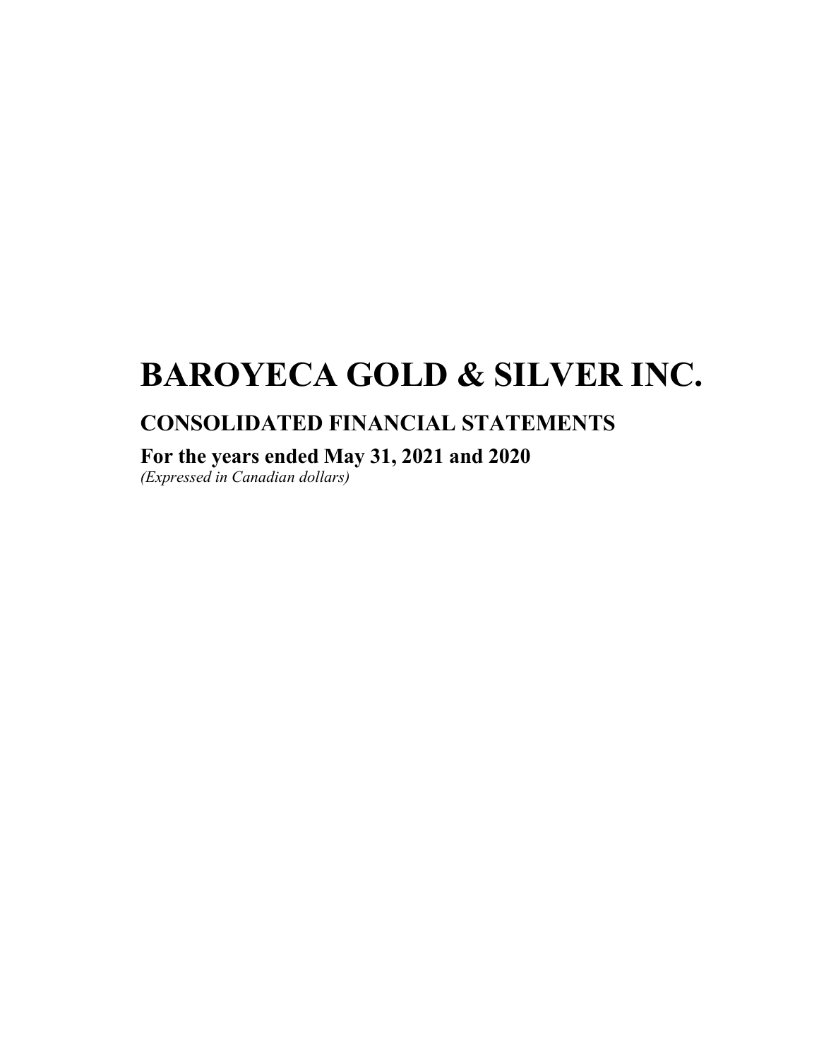# BAROYECA GOLD & SILVER INC.

## CONSOLIDATED FINANCIAL STATEMENTS

### For the years ended May 31, 2021 and 2020

*(Expressed in Canadian dollars)*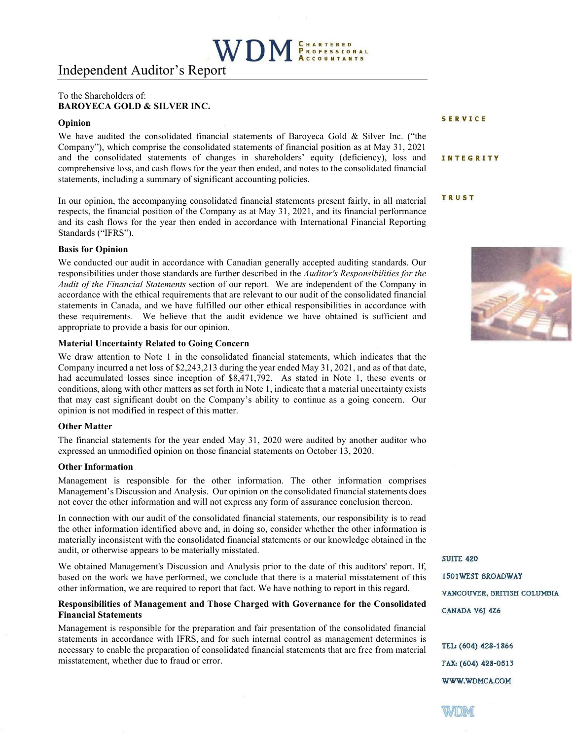# Independent Auditor's Report

To the Shareholders of:
**BAROYECA GOLD & SILVER INC.**

### Opinion

We have audited the consolidated financial statements of Baroyeca Gold & Silver Inc. ("the Company"), which comprise the consolidated statements of financial position as at May 31, 2021 and the consolidated statements of changes in shareholders' equity (deficiency), loss and comprehensive loss, and cash flows for the year then ended, and notes to the consolidated financial statements, including a summary of significant accounting policies.

In our opinion, the accompanying consolidated financial statements present fairly, in all material respects, the financial position of the Company as at May 31, 2021, and its financial performance and its cash flows for the year then ended in accordance with International Financial Reporting Standards ("IFRS").

### Basis for Opinion

We conducted our audit in accordance with Canadian generally accepted auditing standards. Our responsibilities under those standards are further described in the *Auditor's Responsibilities for the Audit of the Financial Statements* section of our report. We are independent of the Company in accordance with the ethical requirements that are relevant to our audit of the consolidated financial statements in Canada, and we have fulfilled our other ethical responsibilities in accordance with these requirements. We believe that the audit evidence we have obtained is sufficient and appropriate to provide a basis for our opinion.

### Material Uncertainty Related to Going Concern

We draw attention to Note 1 in the consolidated financial statements, which indicates that the Company incurred a net loss of $2,243,213 during the year ended May 31, 2021, and as of that date, had accumulated losses since inception of $8,471,792. As stated in Note 1, these events or conditions, along with other matters as set forth in Note 1, indicate that a material uncertainty exists that may cast significant doubt on the Company's ability to continue as a going concern. Our opinion is not modified in respect of this matter.

### Other Matter

The financial statements for the year ended May 31, 2020 were audited by another auditor who expressed an unmodified opinion on those financial statements on October 13, 2020.

### Other Information

Management is responsible for the other information. The other information comprises Management's Discussion and Analysis. Our opinion on the consolidated financial statements does not cover the other information and will not express any form of assurance conclusion thereon.

In connection with our audit of the consolidated financial statements, our responsibility is to read the other information identified above and, in doing so, consider whether the other information is materially inconsistent with the consolidated financial statements or our knowledge obtained in the audit, or otherwise appears to be materially misstated.

We obtained Management's Discussion and Analysis prior to the date of this auditors' report. If, based on the work we have performed, we conclude that there is a material misstatement of this other information, we are required to report that fact. We have nothing to report in this regard.

### Responsibilities of Management and Those Charged with Governance for the Consolidated Financial Statements

Management is responsible for the preparation and fair presentation of the consolidated financial statements in accordance with IFRS, and for such internal control as management determines is necessary to enable the preparation of consolidated financial statements that are free from material misstatement, whether due to fraud or error.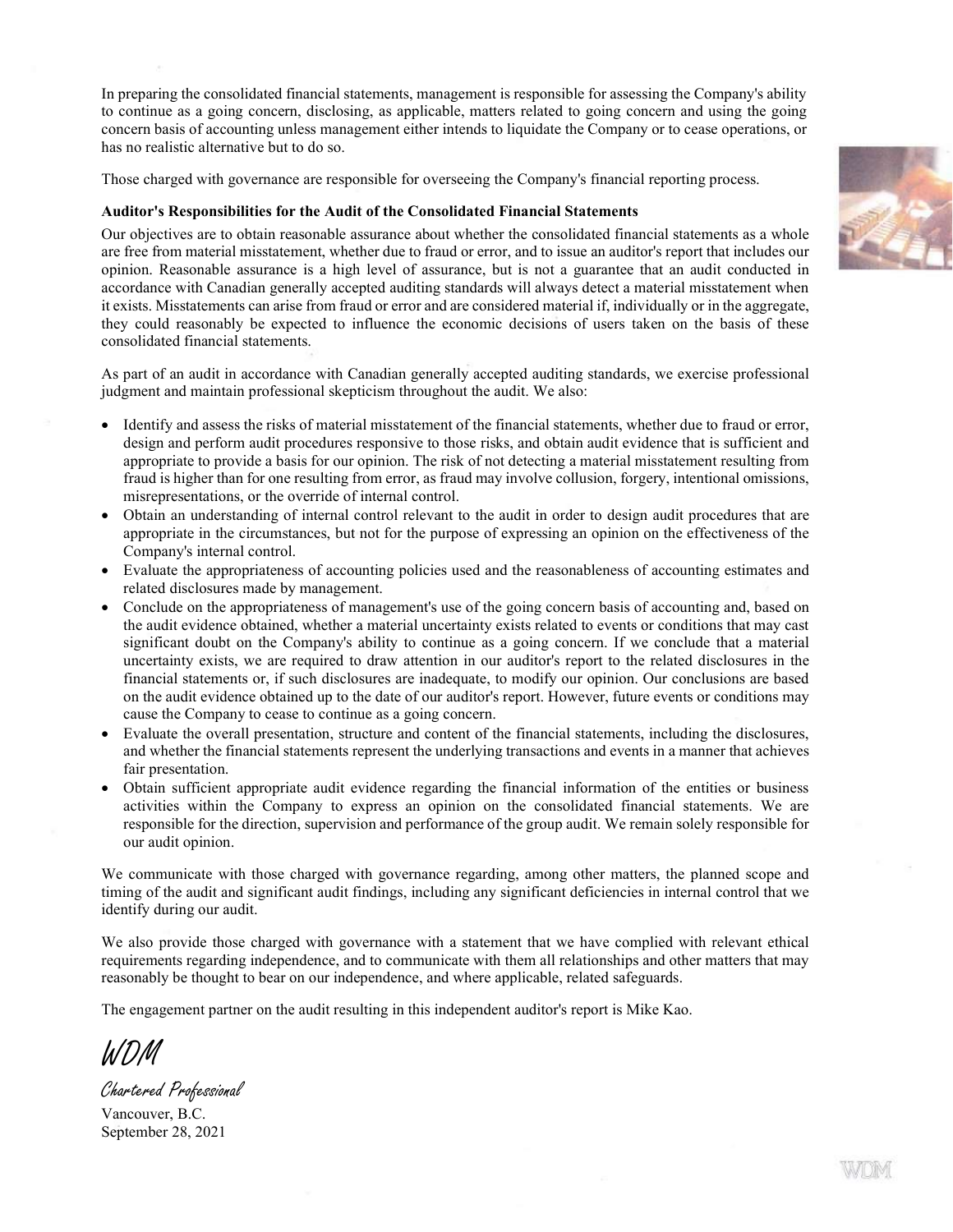In preparing the consolidated financial statements, management is responsible for assessing the Company's ability to continue as a going concern, disclosing, as applicable, matters related to going concern and using the going concern basis of accounting unless management either intends to liquidate the Company or to cease operations, or has no realistic alternative but to do so.

Those charged with governance are responsible for overseeing the Company's financial reporting process.

**Auditor's Responsibilities for the Audit of the Consolidated Financial Statements**

Our objectives are to obtain reasonable assurance about whether the consolidated financial statements as a whole are free from material misstatement, whether due to fraud or error, and to issue an auditor's report that includes our opinion. Reasonable assurance is a high level of assurance, but is not a guarantee that an audit conducted in accordance with Canadian generally accepted auditing standards will always detect a material misstatement when it exists. Misstatements can arise from fraud or error and are considered material if, individually or in the aggregate, they could reasonably be expected to influence the economic decisions of users taken on the basis of these consolidated financial statements.

As part of an audit in accordance with Canadian generally accepted auditing standards, we exercise professional judgment and maintain professional skepticism throughout the audit. We also:

- Identify and assess the risks of material misstatement of the financial statements, whether due to fraud or error, design and perform audit procedures responsive to those risks, and obtain audit evidence that is sufficient and appropriate to provide a basis for our opinion. The risk of not detecting a material misstatement resulting from fraud is higher than for one resulting from error, as fraud may involve collusion, forgery, intentional omissions, misrepresentations, or the override of internal control.
- Obtain an understanding of internal control relevant to the audit in order to design audit procedures that are appropriate in the circumstances, but not for the purpose of expressing an opinion on the effectiveness of the Company's internal control.
- Evaluate the appropriateness of accounting policies used and the reasonableness of accounting estimates and related disclosures made by management.
- Conclude on the appropriateness of management's use of the going concern basis of accounting and, based on the audit evidence obtained, whether a material uncertainty exists related to events or conditions that may cast significant doubt on the Company's ability to continue as a going concern. If we conclude that a material uncertainty exists, we are required to draw attention in our auditor's report to the related disclosures in the financial statements or, if such disclosures are inadequate, to modify our opinion. Our conclusions are based on the audit evidence obtained up to the date of our auditor's report. However, future events or conditions may cause the Company to cease to continue as a going concern.
- Evaluate the overall presentation, structure and content of the financial statements, including the disclosures, and whether the financial statements represent the underlying transactions and events in a manner that achieves fair presentation.
- Obtain sufficient appropriate audit evidence regarding the financial information of the entities or business activities within the Company to express an opinion on the consolidated financial statements. We are responsible for the direction, supervision and performance of the group audit. We remain solely responsible for our audit opinion.

We communicate with those charged with governance regarding, among other matters, the planned scope and timing of the audit and significant audit findings, including any significant deficiencies in internal control that we identify during our audit.

We also provide those charged with governance with a statement that we have complied with relevant ethical requirements regarding independence, and to communicate with them all relationships and other matters that may reasonably be thought to bear on our independence, and where applicable, related safeguards.

The engagement partner on the audit resulting in this independent auditor's report is Mike Kao.

*WDM*

*Chartered Professional*

Vancouver, B.C.
September 28, 2021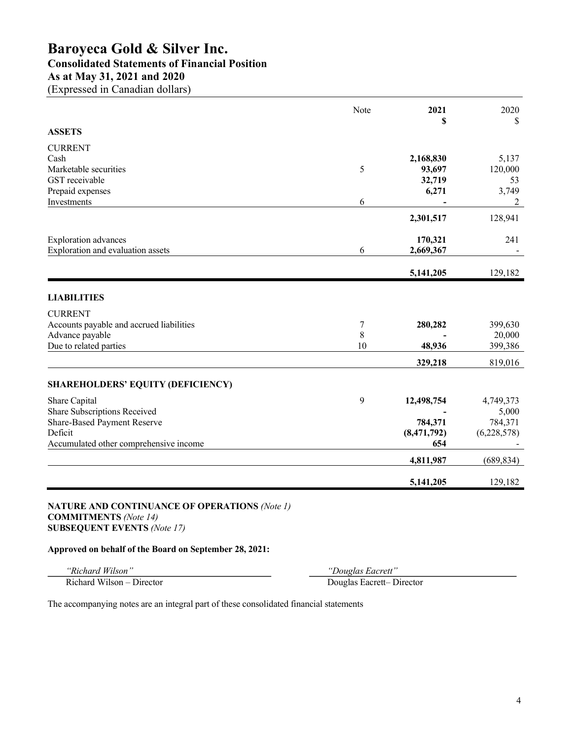# Baroyeca Gold & Silver Inc.

## Consolidated Statements of Financial Position

## As at May 31, 2021 and 2020

(Expressed in Canadian dollars)

| | Note | **2021** **$** | 2020 $ |
|---|---|---|---|
| **ASSETS** | | | |
| CURRENT | | | |
| Cash | | **2,168,830** | 5,137 |
| Marketable securities | 5 | **93,697** | 120,000 |
| GST receivable | | **32,719** | 53 |
| Prepaid expenses | | **6,271** | 3,749 |
| Investments | 6 | **-** | 2 |
| | | **2,301,517** | 128,941 |
| Exploration advances | | **170,321** | 241 |
| Exploration and evaluation assets | 6 | **2,669,367** | - |
| | | **5,141,205** | 129,182 |
| **LIABILITIES** | | | |
| CURRENT | | | |
| Accounts payable and accrued liabilities | 7 | **280,282** | 399,630 |
| Advance payable | 8 | **-** | 20,000 |
| Due to related parties | 10 | **48,936** | 399,386 |
| | | **329,218** | 819,016 |
| **SHAREHOLDERS' EQUITY (DEFICIENCY)** | | | |
| Share Capital | 9 | **12,498,754** | 4,749,373 |
| Share Subscriptions Received | | **-** | 5,000 |
| Share-Based Payment Reserve | | **784,371** | 784,371 |
| Deficit | | **(8,471,792)** | (6,228,578) |
| Accumulated other comprehensive income | | **654** | - |
| | | **4,811,987** | (689,834) |
| | | **5,141,205** | 129,182 |

**NATURE AND CONTINUANCE OF OPERATIONS** *(Note 1)*
**COMMITMENTS** *(Note 14)*
**SUBSEQUENT EVENTS** *(Note 17)*

**Approved on behalf of the Board on September 28, 2021:**

*"Richard Wilson"*
Richard Wilson – Director

*"Douglas Eacrett"*
Douglas Eacrett– Director

The accompanying notes are an integral part of these consolidated financial statements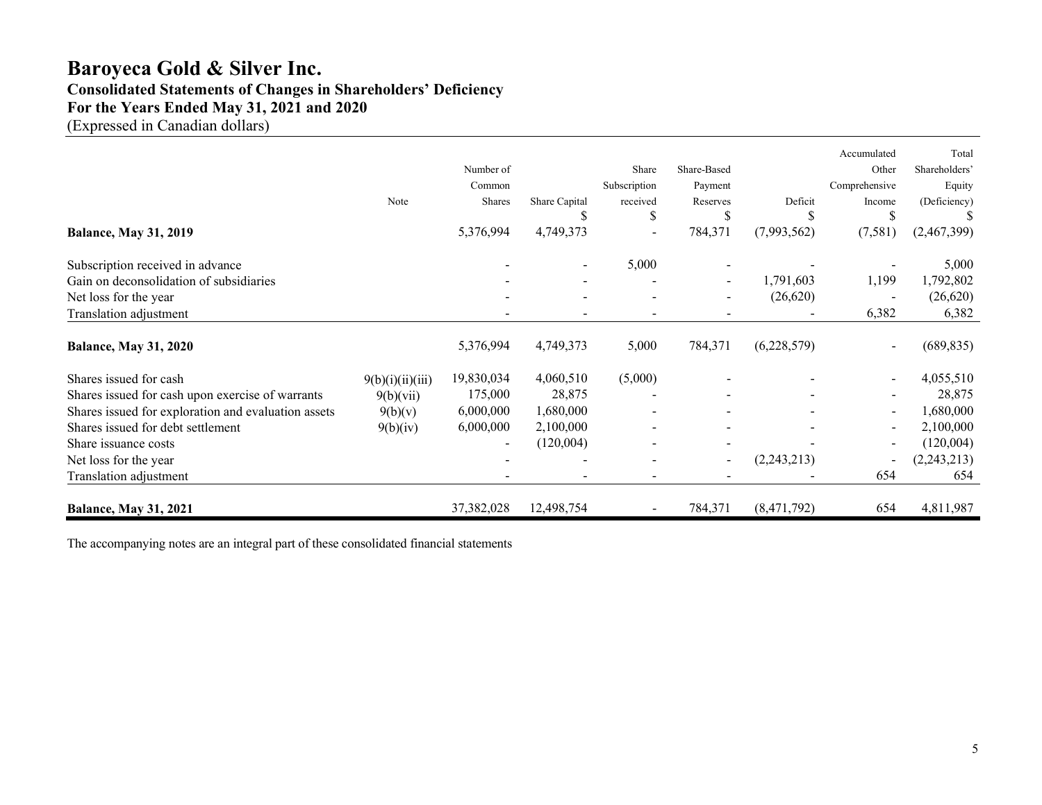# Baroyeca Gold & Silver Inc.

## Consolidated Statements of Changes in Shareholders' Deficiency

## For the Years Ended May 31, 2021 and 2020

(Expressed in Canadian dollars)

| | Note | Number of Common Shares | Share Capital $ | Share Subscription received $ | Share-Based Payment Reserves $ | Deficit $ | Accumulated Other Comprehensive Income $ | Total Shareholders' Equity (Deficiency) $ |
|---|---|---|---|---|---|---|---|---|
| **Balance, May 31, 2019** | | 5,376,994 | 4,749,373 | - | 784,371 | (7,993,562) | (7,581) | (2,467,399) |
| Subscription received in advance | | - | - | 5,000 | - | - | - | 5,000 |
| Gain on deconsolidation of subsidiaries | | - | - | - | - | 1,791,603 | 1,199 | 1,792,802 |
| Net loss for the year | | - | - | - | - | (26,620) | - | (26,620) |
| Translation adjustment | | - | - | - | - | - | 6,382 | 6,382 |
| **Balance, May 31, 2020** | | 5,376,994 | 4,749,373 | 5,000 | 784,371 | (6,228,579) | - | (689,835) |
| Shares issued for cash | 9(b)(i)(ii)(iii) | 19,830,034 | 4,060,510 | (5,000) | - | - | - | 4,055,510 |
| Shares issued for cash upon exercise of warrants | 9(b)(vii) | 175,000 | 28,875 | - | - | - | - | 28,875 |
| Shares issued for exploration and evaluation assets | 9(b)(v) | 6,000,000 | 1,680,000 | - | - | - | - | 1,680,000 |
| Shares issued for debt settlement | 9(b)(iv) | 6,000,000 | 2,100,000 | - | - | - | - | 2,100,000 |
| Share issuance costs | | - | (120,004) | - | - | - | - | (120,004) |
| Net loss for the year | | - | - | - | - | (2,243,213) | - | (2,243,213) |
| Translation adjustment | | - | - | - | - | - | 654 | 654 |
| **Balance, May 31, 2021** | | 37,382,028 | 12,498,754 | - | 784,371 | (8,471,792) | 654 | 4,811,987 |

The accompanying notes are an integral part of these consolidated financial statements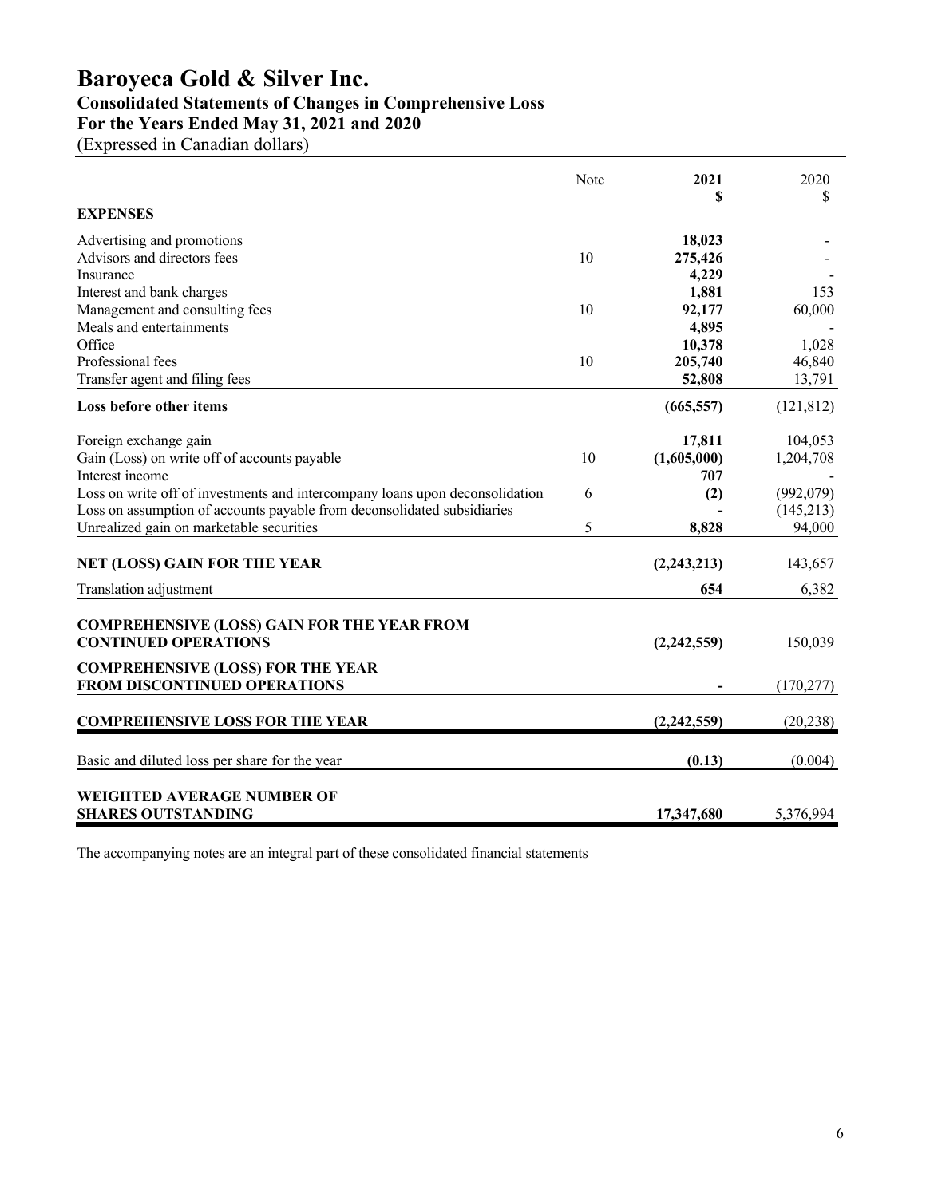# Baroyeca Gold & Silver Inc.

## Consolidated Statements of Changes in Comprehensive Loss

## For the Years Ended May 31, 2021 and 2020

(Expressed in Canadian dollars)

| | Note | **2021** **$** | 2020 $ |
|---|---|---|---|
| **EXPENSES** | | | |
| Advertising and promotions | | **18,023** | - |
| Advisors and directors fees | 10 | **275,426** | - |
| Insurance | | **4,229** | - |
| Interest and bank charges | | **1,881** | 153 |
| Management and consulting fees | 10 | **92,177** | 60,000 |
| Meals and entertainments | | **4,895** | - |
| Office | | **10,378** | 1,028 |
| Professional fees | 10 | **205,740** | 46,840 |
| Transfer agent and filing fees | | **52,808** | 13,791 |
| **Loss before other items** | | **(665,557)** | (121,812) |
| Foreign exchange gain | | **17,811** | 104,053 |
| Gain (Loss) on write off of accounts payable | 10 | **(1,605,000)** | 1,204,708 |
| Interest income | | **707** | - |
| Loss on write off of investments and intercompany loans upon deconsolidation | 6 | **(2)** | (992,079) |
| Loss on assumption of accounts payable from deconsolidated subsidiaries | | **-** | (145,213) |
| Unrealized gain on marketable securities | 5 | **8,828** | 94,000 |
| **NET (LOSS) GAIN FOR THE YEAR** | | **(2,243,213)** | 143,657 |
| Translation adjustment | | **654** | 6,382 |
| **COMPREHENSIVE (LOSS) GAIN FOR THE YEAR FROM CONTINUED OPERATIONS** | | **(2,242,559)** | 150,039 |
| **COMPREHENSIVE (LOSS) FOR THE YEAR FROM DISCONTINUED OPERATIONS** | | **-** | (170,277) |
| **COMPREHENSIVE LOSS FOR THE YEAR** | | **(2,242,559)** | (20,238) |
| Basic and diluted loss per share for the year | | **(0.13)** | (0.004) |
| **WEIGHTED AVERAGE NUMBER OF SHARES OUTSTANDING** | | **17,347,680** | 5,376,994 |

The accompanying notes are an integral part of these consolidated financial statements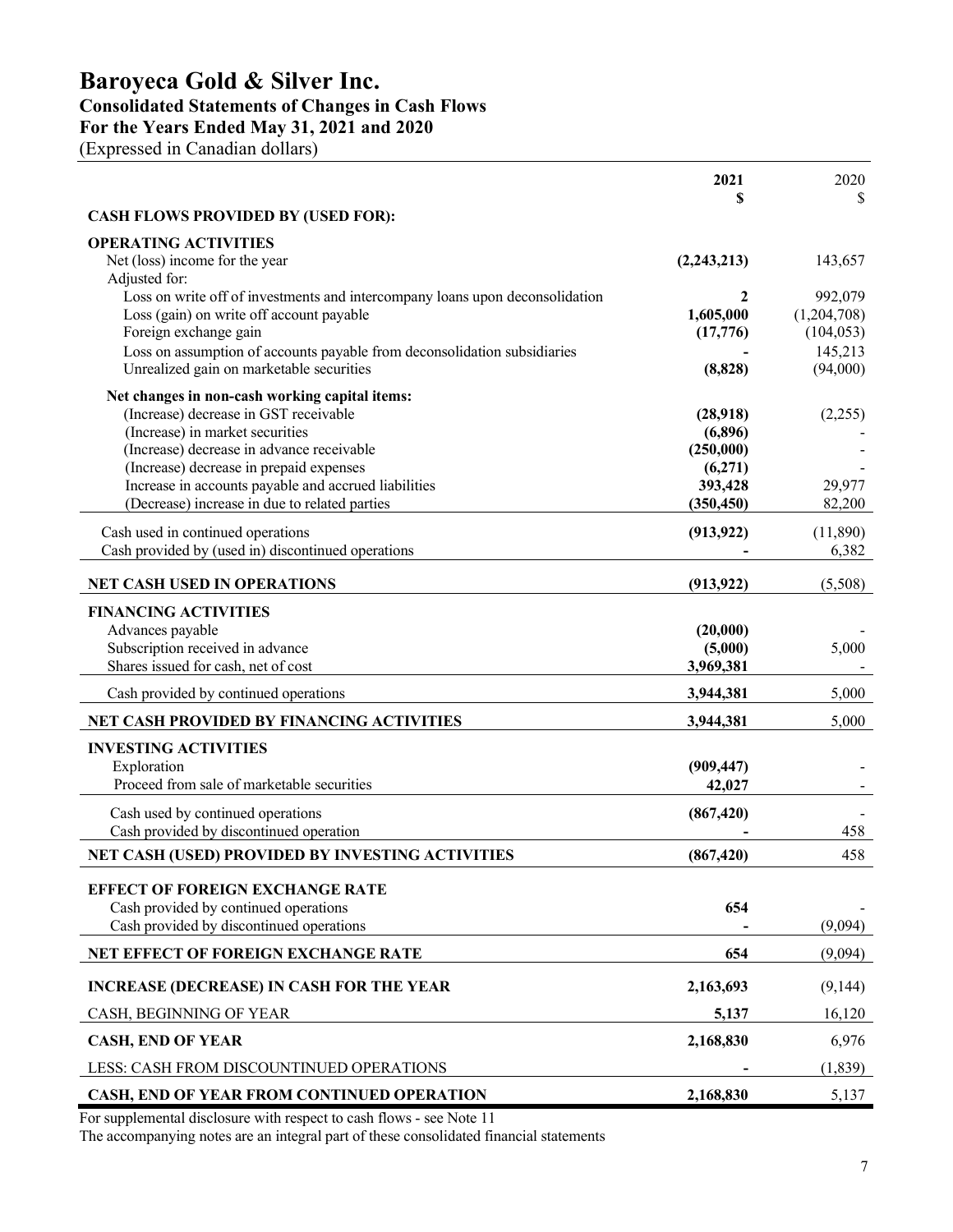# Baroyeca Gold & Silver Inc.

## Consolidated Statements of Changes in Cash Flows

## For the Years Ended May 31, 2021 and 2020

(Expressed in Canadian dollars)

| | 2021 $ | 2020 $ |
|---|---|---|
| **CASH FLOWS PROVIDED BY (USED FOR):** | | |
| **OPERATING ACTIVITIES** | | |
| Net (loss) income for the year | **(2,243,213)** | 143,657 |
| Adjusted for: | | |
| Loss on write off of investments and intercompany loans upon deconsolidation | **2** | 992,079 |
| Loss (gain) on write off account payable | **1,605,000** | (1,204,708) |
| Foreign exchange gain | **(17,776)** | (104,053) |
| Loss on assumption of accounts payable from deconsolidation subsidiaries | **-** | 145,213 |
| Unrealized gain on marketable securities | **(8,828)** | (94,000) |
| **Net changes in non-cash working capital items:** | | |
| (Increase) decrease in GST receivable | **(28,918)** | (2,255) |
| (Increase) in market securities | **(6,896)** | - |
| (Increase) decrease in advance receivable | **(250,000)** | - |
| (Increase) decrease in prepaid expenses | **(6,271)** | - |
| Increase in accounts payable and accrued liabilities | **393,428** | 29,977 |
| (Decrease) increase in due to related parties | **(350,450)** | 82,200 |
| Cash used in continued operations | **(913,922)** | (11,890) |
| Cash provided by (used in) discontinued operations | **-** | 6,382 |
| **NET CASH USED IN OPERATIONS** | **(913,922)** | (5,508) |
| **FINANCING ACTIVITIES** | | |
| Advances payable | **(20,000)** | - |
| Subscription received in advance | **(5,000)** | 5,000 |
| Shares issued for cash, net of cost | **3,969,381** | - |
| Cash provided by continued operations | **3,944,381** | 5,000 |
| **NET CASH PROVIDED BY FINANCING ACTIVITIES** | **3,944,381** | 5,000 |
| **INVESTING ACTIVITIES** | | |
| Exploration | **(909,447)** | - |
| Proceed from sale of marketable securities | **42,027** | - |
| Cash used by continued operations | **(867,420)** | - |
| Cash provided by discontinued operation | **-** | 458 |
| **NET CASH (USED) PROVIDED BY INVESTING ACTIVITIES** | **(867,420)** | 458 |
| **EFFECT OF FOREIGN EXCHANGE RATE** | | |
| Cash provided by continued operations | **654** | - |
| Cash provided by discontinued operations | **-** | (9,094) |
| **NET EFFECT OF FOREIGN EXCHANGE RATE** | **654** | (9,094) |
| **INCREASE (DECREASE) IN CASH FOR THE YEAR** | **2,163,693** | (9,144) |
| CASH, BEGINNING OF YEAR | **5,137** | 16,120 |
| **CASH, END OF YEAR** | **2,168,830** | 6,976 |
| LESS: CASH FROM DISCOUNTINUED OPERATIONS | **-** | (1,839) |
| **CASH, END OF YEAR FROM CONTINUED OPERATION** | **2,168,830** | 5,137 |

For supplemental disclosure with respect to cash flows - see Note 11

The accompanying notes are an integral part of these consolidated financial statements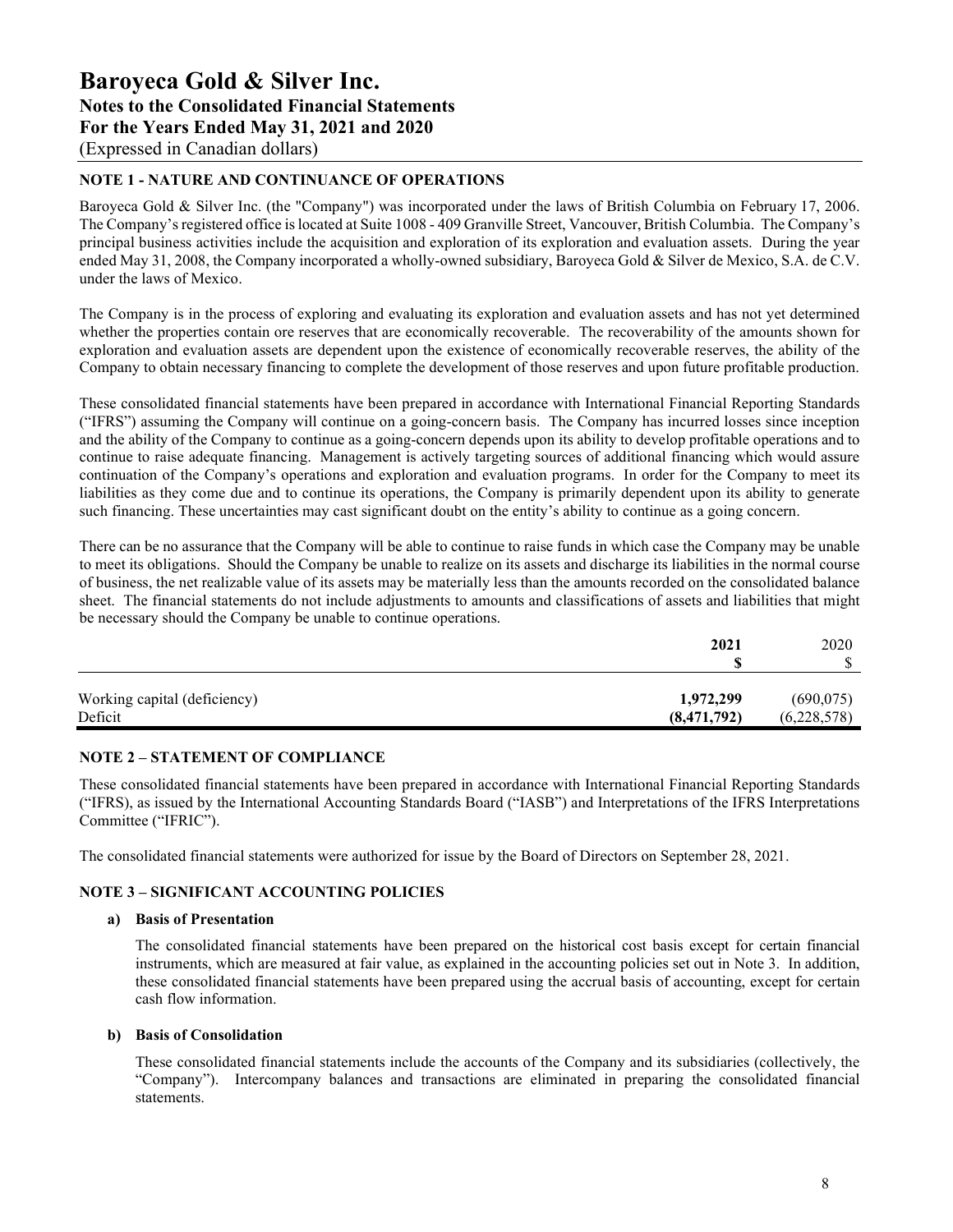# Baroyeca Gold & Silver Inc.
## Notes to the Consolidated Financial Statements
## For the Years Ended May 31, 2021 and 2020
(Expressed in Canadian dollars)

### NOTE 1 - NATURE AND CONTINUANCE OF OPERATIONS

Baroyeca Gold & Silver Inc. (the "Company") was incorporated under the laws of British Columbia on February 17, 2006. The Company's registered office is located at Suite 1008 - 409 Granville Street, Vancouver, British Columbia. The Company's principal business activities include the acquisition and exploration of its exploration and evaluation assets. During the year ended May 31, 2008, the Company incorporated a wholly-owned subsidiary, Baroyeca Gold & Silver de Mexico, S.A. de C.V. under the laws of Mexico.

The Company is in the process of exploring and evaluating its exploration and evaluation assets and has not yet determined whether the properties contain ore reserves that are economically recoverable. The recoverability of the amounts shown for exploration and evaluation assets are dependent upon the existence of economically recoverable reserves, the ability of the Company to obtain necessary financing to complete the development of those reserves and upon future profitable production.

These consolidated financial statements have been prepared in accordance with International Financial Reporting Standards ("IFRS") assuming the Company will continue on a going-concern basis. The Company has incurred losses since inception and the ability of the Company to continue as a going-concern depends upon its ability to develop profitable operations and to continue to raise adequate financing. Management is actively targeting sources of additional financing which would assure continuation of the Company's operations and exploration and evaluation programs. In order for the Company to meet its liabilities as they come due and to continue its operations, the Company is primarily dependent upon its ability to generate such financing. These uncertainties may cast significant doubt on the entity's ability to continue as a going concern.

There can be no assurance that the Company will be able to continue to raise funds in which case the Company may be unable to meet its obligations. Should the Company be unable to realize on its assets and discharge its liabilities in the normal course of business, the net realizable value of its assets may be materially less than the amounts recorded on the consolidated balance sheet. The financial statements do not include adjustments to amounts and classifications of assets and liabilities that might be necessary should the Company be unable to continue operations.

| | **2021** | 2020 |
|---|---|---|
| | **$** | $ |
| Working capital (deficiency) | **1,972,299** | (690,075) |
| Deficit | **(8,471,792)** | (6,228,578) |

### NOTE 2 – STATEMENT OF COMPLIANCE

These consolidated financial statements have been prepared in accordance with International Financial Reporting Standards ("IFRS), as issued by the International Accounting Standards Board ("IASB") and Interpretations of the IFRS Interpretations Committee ("IFRIC").

The consolidated financial statements were authorized for issue by the Board of Directors on September 28, 2021.

### NOTE 3 – SIGNIFICANT ACCOUNTING POLICIES

**a) Basis of Presentation**

The consolidated financial statements have been prepared on the historical cost basis except for certain financial instruments, which are measured at fair value, as explained in the accounting policies set out in Note 3. In addition, these consolidated financial statements have been prepared using the accrual basis of accounting, except for certain cash flow information.

**b) Basis of Consolidation**

These consolidated financial statements include the accounts of the Company and its subsidiaries (collectively, the "Company"). Intercompany balances and transactions are eliminated in preparing the consolidated financial statements.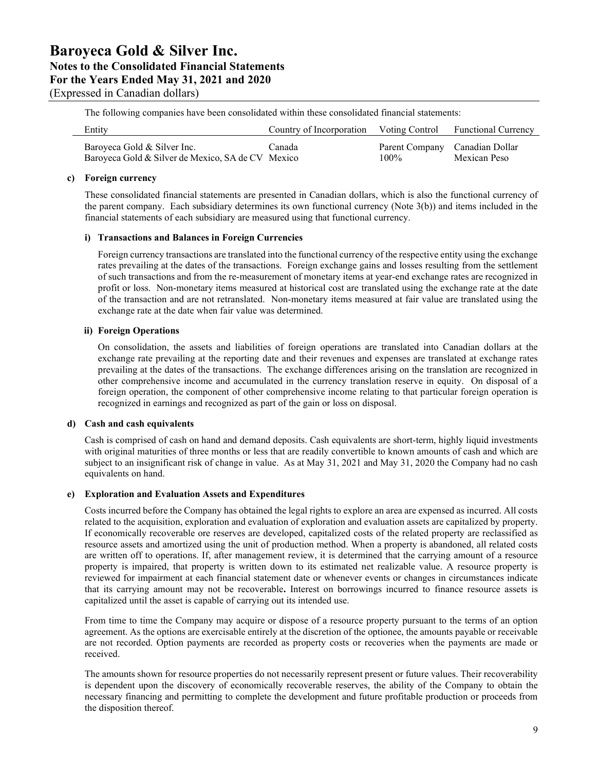The following companies have been consolidated within these consolidated financial statements:

| Entity | Country of Incorporation | Voting Control | Functional Currency |
|---|---|---|---|
| Baroyeca Gold & Silver Inc. | Canada | Parent Company | Canadian Dollar |
| Baroyeca Gold & Silver de Mexico, SA de CV | Mexico | 100% | Mexican Peso |

**c) Foreign currency**

These consolidated financial statements are presented in Canadian dollars, which is also the functional currency of the parent company. Each subsidiary determines its own functional currency (Note 3(b)) and items included in the financial statements of each subsidiary are measured using that functional currency.

**i) Transactions and Balances in Foreign Currencies**

Foreign currency transactions are translated into the functional currency of the respective entity using the exchange rates prevailing at the dates of the transactions. Foreign exchange gains and losses resulting from the settlement of such transactions and from the re-measurement of monetary items at year-end exchange rates are recognized in profit or loss. Non-monetary items measured at historical cost are translated using the exchange rate at the date of the transaction and are not retranslated. Non-monetary items measured at fair value are translated using the exchange rate at the date when fair value was determined.

**ii) Foreign Operations**

On consolidation, the assets and liabilities of foreign operations are translated into Canadian dollars at the exchange rate prevailing at the reporting date and their revenues and expenses are translated at exchange rates prevailing at the dates of the transactions. The exchange differences arising on the translation are recognized in other comprehensive income and accumulated in the currency translation reserve in equity. On disposal of a foreign operation, the component of other comprehensive income relating to that particular foreign operation is recognized in earnings and recognized as part of the gain or loss on disposal.

**d) Cash and cash equivalents**

Cash is comprised of cash on hand and demand deposits. Cash equivalents are short-term, highly liquid investments with original maturities of three months or less that are readily convertible to known amounts of cash and which are subject to an insignificant risk of change in value. As at May 31, 2021 and May 31, 2020 the Company had no cash equivalents on hand.

**e) Exploration and Evaluation Assets and Expenditures**

Costs incurred before the Company has obtained the legal rights to explore an area are expensed as incurred. All costs related to the acquisition, exploration and evaluation of exploration and evaluation assets are capitalized by property. If economically recoverable ore reserves are developed, capitalized costs of the related property are reclassified as resource assets and amortized using the unit of production method. When a property is abandoned, all related costs are written off to operations. If, after management review, it is determined that the carrying amount of a resource property is impaired, that property is written down to its estimated net realizable value. A resource property is reviewed for impairment at each financial statement date or whenever events or changes in circumstances indicate that its carrying amount may not be recoverable**.** Interest on borrowings incurred to finance resource assets is capitalized until the asset is capable of carrying out its intended use.

From time to time the Company may acquire or dispose of a resource property pursuant to the terms of an option agreement. As the options are exercisable entirely at the discretion of the optionee, the amounts payable or receivable are not recorded. Option payments are recorded as property costs or recoveries when the payments are made or received.

The amounts shown for resource properties do not necessarily represent present or future values. Their recoverability is dependent upon the discovery of economically recoverable reserves, the ability of the Company to obtain the necessary financing and permitting to complete the development and future profitable production or proceeds from the disposition thereof.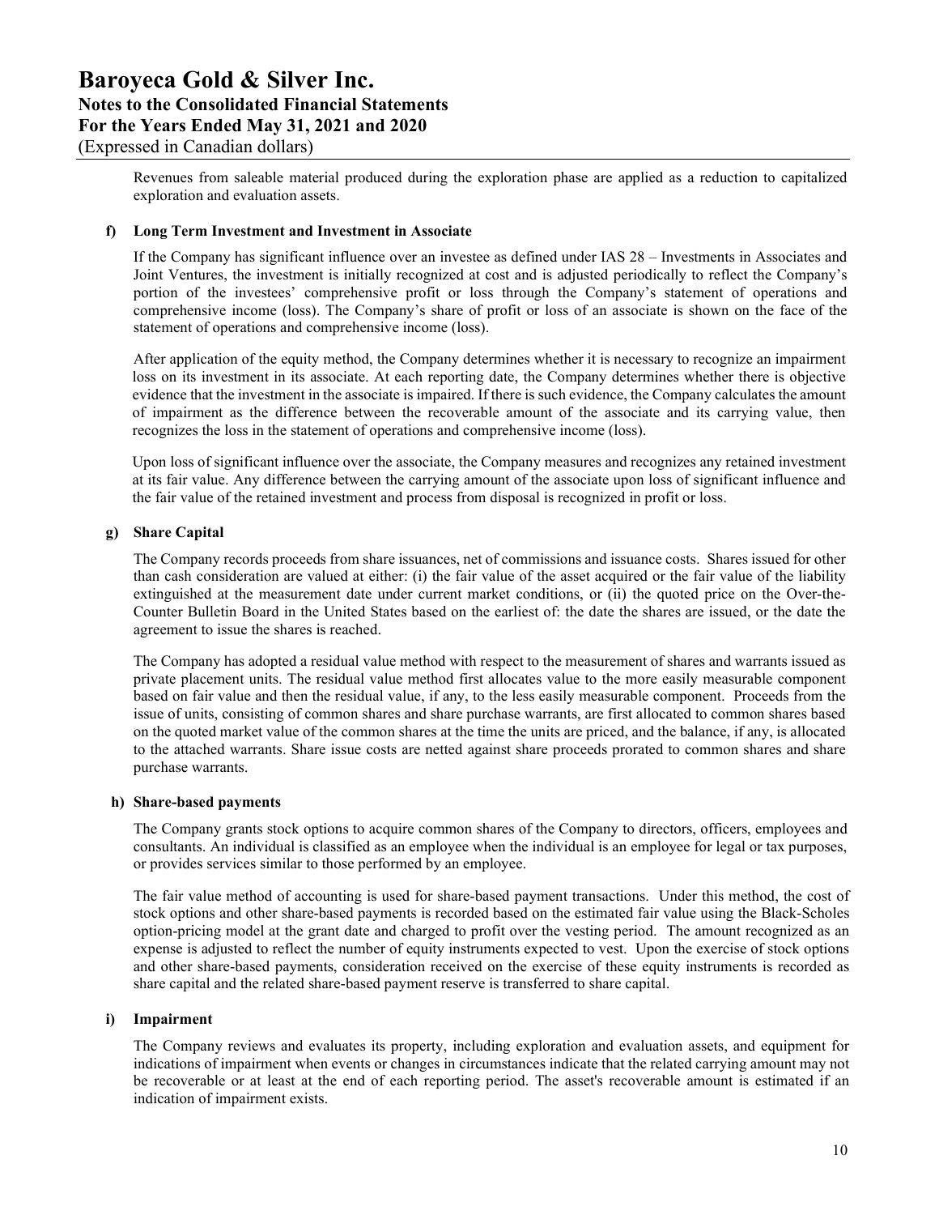Revenues from saleable material produced during the exploration phase are applied as a reduction to capitalized exploration and evaluation assets.

**f) Long Term Investment and Investment in Associate**

If the Company has significant influence over an investee as defined under IAS 28 – Investments in Associates and Joint Ventures, the investment is initially recognized at cost and is adjusted periodically to reflect the Company's portion of the investees' comprehensive profit or loss through the Company's statement of operations and comprehensive income (loss). The Company's share of profit or loss of an associate is shown on the face of the statement of operations and comprehensive income (loss).

After application of the equity method, the Company determines whether it is necessary to recognize an impairment loss on its investment in its associate. At each reporting date, the Company determines whether there is objective evidence that the investment in the associate is impaired. If there is such evidence, the Company calculates the amount of impairment as the difference between the recoverable amount of the associate and its carrying value, then recognizes the loss in the statement of operations and comprehensive income (loss).

Upon loss of significant influence over the associate, the Company measures and recognizes any retained investment at its fair value. Any difference between the carrying amount of the associate upon loss of significant influence and the fair value of the retained investment and process from disposal is recognized in profit or loss.

**g) Share Capital**

The Company records proceeds from share issuances, net of commissions and issuance costs. Shares issued for other than cash consideration are valued at either: (i) the fair value of the asset acquired or the fair value of the liability extinguished at the measurement date under current market conditions, or (ii) the quoted price on the Over-the-Counter Bulletin Board in the United States based on the earliest of: the date the shares are issued, or the date the agreement to issue the shares is reached.

The Company has adopted a residual value method with respect to the measurement of shares and warrants issued as private placement units. The residual value method first allocates value to the more easily measurable component based on fair value and then the residual value, if any, to the less easily measurable component. Proceeds from the issue of units, consisting of common shares and share purchase warrants, are first allocated to common shares based on the quoted market value of the common shares at the time the units are priced, and the balance, if any, is allocated to the attached warrants. Share issue costs are netted against share proceeds prorated to common shares and share purchase warrants.

**h) Share-based payments**

The Company grants stock options to acquire common shares of the Company to directors, officers, employees and consultants. An individual is classified as an employee when the individual is an employee for legal or tax purposes, or provides services similar to those performed by an employee.

The fair value method of accounting is used for share-based payment transactions. Under this method, the cost of stock options and other share-based payments is recorded based on the estimated fair value using the Black-Scholes option-pricing model at the grant date and charged to profit over the vesting period. The amount recognized as an expense is adjusted to reflect the number of equity instruments expected to vest. Upon the exercise of stock options and other share-based payments, consideration received on the exercise of these equity instruments is recorded as share capital and the related share-based payment reserve is transferred to share capital.

**i) Impairment**

The Company reviews and evaluates its property, including exploration and evaluation assets, and equipment for indications of impairment when events or changes in circumstances indicate that the related carrying amount may not be recoverable or at least at the end of each reporting period. The asset's recoverable amount is estimated if an indication of impairment exists.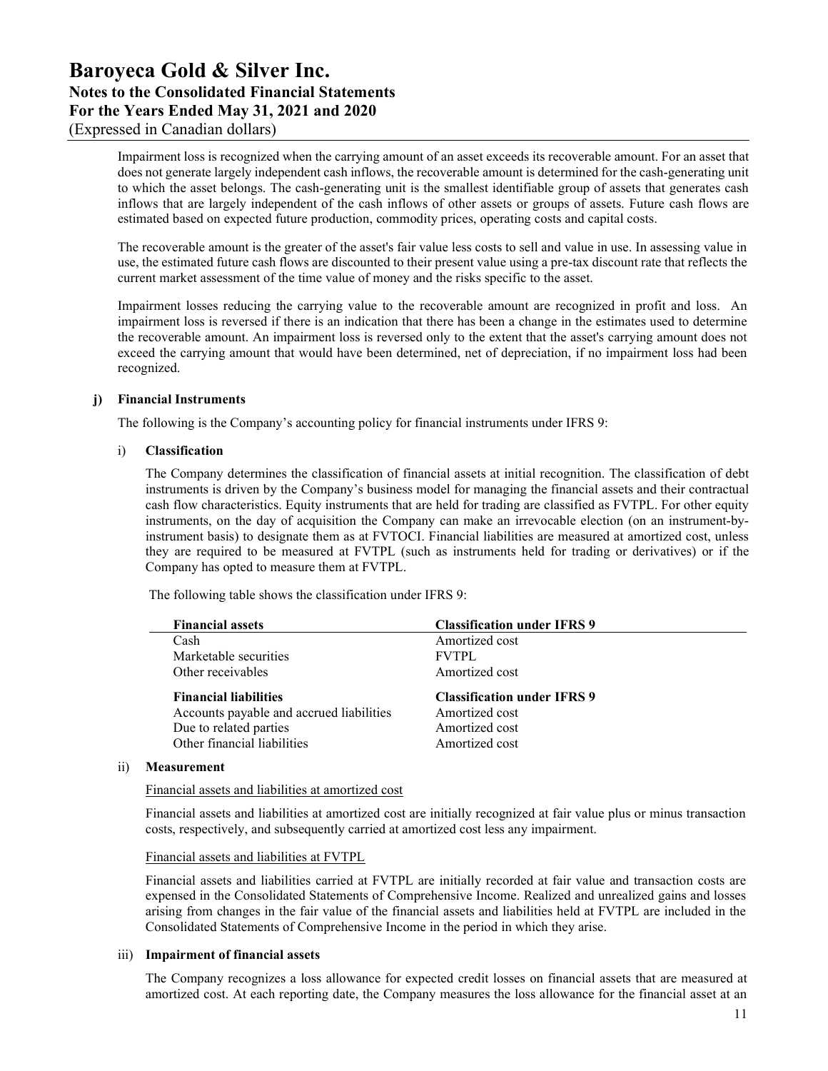Impairment loss is recognized when the carrying amount of an asset exceeds its recoverable amount. For an asset that does not generate largely independent cash inflows, the recoverable amount is determined for the cash-generating unit to which the asset belongs. The cash-generating unit is the smallest identifiable group of assets that generates cash inflows that are largely independent of the cash inflows of other assets or groups of assets. Future cash flows are estimated based on expected future production, commodity prices, operating costs and capital costs.

The recoverable amount is the greater of the asset's fair value less costs to sell and value in use. In assessing value in use, the estimated future cash flows are discounted to their present value using a pre-tax discount rate that reflects the current market assessment of the time value of money and the risks specific to the asset.

Impairment losses reducing the carrying value to the recoverable amount are recognized in profit and loss. An impairment loss is reversed if there is an indication that there has been a change in the estimates used to determine the recoverable amount. An impairment loss is reversed only to the extent that the asset's carrying amount does not exceed the carrying amount that would have been determined, net of depreciation, if no impairment loss had been recognized.

### j) Financial Instruments

The following is the Company's accounting policy for financial instruments under IFRS 9:

#### i) Classification

The Company determines the classification of financial assets at initial recognition. The classification of debt instruments is driven by the Company's business model for managing the financial assets and their contractual cash flow characteristics. Equity instruments that are held for trading are classified as FVTPL. For other equity instruments, on the day of acquisition the Company can make an irrevocable election (on an instrument-by-instrument basis) to designate them as at FVTOCI. Financial liabilities are measured at amortized cost, unless they are required to be measured at FVTPL (such as instruments held for trading or derivatives) or if the Company has opted to measure them at FVTPL.

The following table shows the classification under IFRS 9:

| **Financial assets** | **Classification under IFRS 9** |
|---|---|
| Cash | Amortized cost |
| Marketable securities | FVTPL |
| Other receivables | Amortized cost |
| **Financial liabilities** | **Classification under IFRS 9** |
| Accounts payable and accrued liabilities | Amortized cost |
| Due to related parties | Amortized cost |
| Other financial liabilities | Amortized cost |

#### ii) Measurement

Financial assets and liabilities at amortized cost

Financial assets and liabilities at amortized cost are initially recognized at fair value plus or minus transaction costs, respectively, and subsequently carried at amortized cost less any impairment.

Financial assets and liabilities at FVTPL

Financial assets and liabilities carried at FVTPL are initially recorded at fair value and transaction costs are expensed in the Consolidated Statements of Comprehensive Income. Realized and unrealized gains and losses arising from changes in the fair value of the financial assets and liabilities held at FVTPL are included in the Consolidated Statements of Comprehensive Income in the period in which they arise.

#### iii) Impairment of financial assets

The Company recognizes a loss allowance for expected credit losses on financial assets that are measured at amortized cost. At each reporting date, the Company measures the loss allowance for the financial asset at an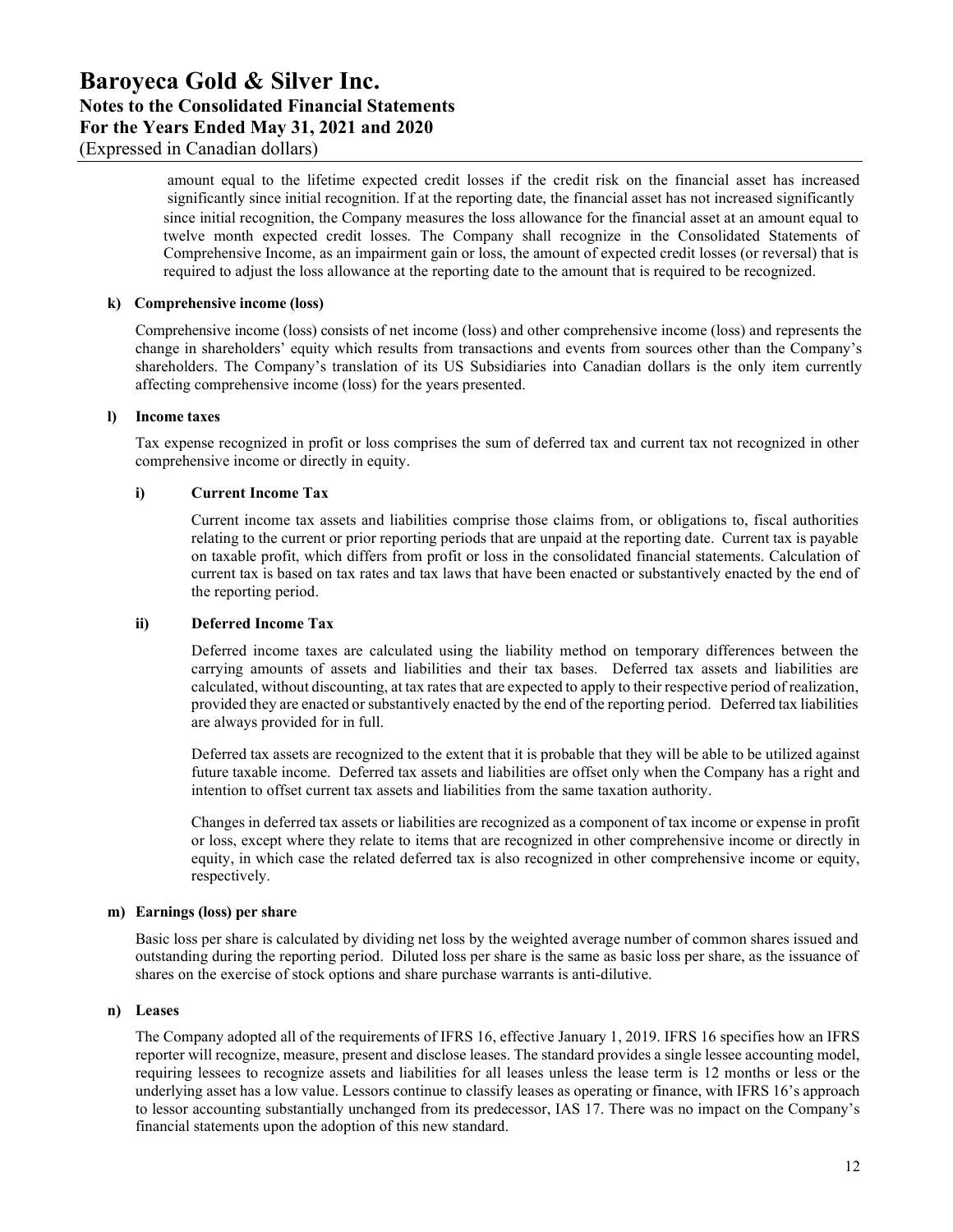amount equal to the lifetime expected credit losses if the credit risk on the financial asset has increased significantly since initial recognition. If at the reporting date, the financial asset has not increased significantly since initial recognition, the Company measures the loss allowance for the financial asset at an amount equal to twelve month expected credit losses. The Company shall recognize in the Consolidated Statements of Comprehensive Income, as an impairment gain or loss, the amount of expected credit losses (or reversal) that is required to adjust the loss allowance at the reporting date to the amount that is required to be recognized.

**k) Comprehensive income (loss)**

Comprehensive income (loss) consists of net income (loss) and other comprehensive income (loss) and represents the change in shareholders' equity which results from transactions and events from sources other than the Company's shareholders. The Company's translation of its US Subsidiaries into Canadian dollars is the only item currently affecting comprehensive income (loss) for the years presented.

**l) Income taxes**

Tax expense recognized in profit or loss comprises the sum of deferred tax and current tax not recognized in other comprehensive income or directly in equity.

**i) Current Income Tax**

Current income tax assets and liabilities comprise those claims from, or obligations to, fiscal authorities relating to the current or prior reporting periods that are unpaid at the reporting date. Current tax is payable on taxable profit, which differs from profit or loss in the consolidated financial statements. Calculation of current tax is based on tax rates and tax laws that have been enacted or substantively enacted by the end of the reporting period.

**ii) Deferred Income Tax**

Deferred income taxes are calculated using the liability method on temporary differences between the carrying amounts of assets and liabilities and their tax bases. Deferred tax assets and liabilities are calculated, without discounting, at tax rates that are expected to apply to their respective period of realization, provided they are enacted or substantively enacted by the end of the reporting period. Deferred tax liabilities are always provided for in full.

Deferred tax assets are recognized to the extent that it is probable that they will be able to be utilized against future taxable income. Deferred tax assets and liabilities are offset only when the Company has a right and intention to offset current tax assets and liabilities from the same taxation authority.

Changes in deferred tax assets or liabilities are recognized as a component of tax income or expense in profit or loss, except where they relate to items that are recognized in other comprehensive income or directly in equity, in which case the related deferred tax is also recognized in other comprehensive income or equity, respectively.

**m) Earnings (loss) per share**

Basic loss per share is calculated by dividing net loss by the weighted average number of common shares issued and outstanding during the reporting period. Diluted loss per share is the same as basic loss per share, as the issuance of shares on the exercise of stock options and share purchase warrants is anti-dilutive.

**n) Leases**

The Company adopted all of the requirements of IFRS 16, effective January 1, 2019. IFRS 16 specifies how an IFRS reporter will recognize, measure, present and disclose leases. The standard provides a single lessee accounting model, requiring lessees to recognize assets and liabilities for all leases unless the lease term is 12 months or less or the underlying asset has a low value. Lessors continue to classify leases as operating or finance, with IFRS 16's approach to lessor accounting substantially unchanged from its predecessor, IAS 17. There was no impact on the Company's financial statements upon the adoption of this new standard.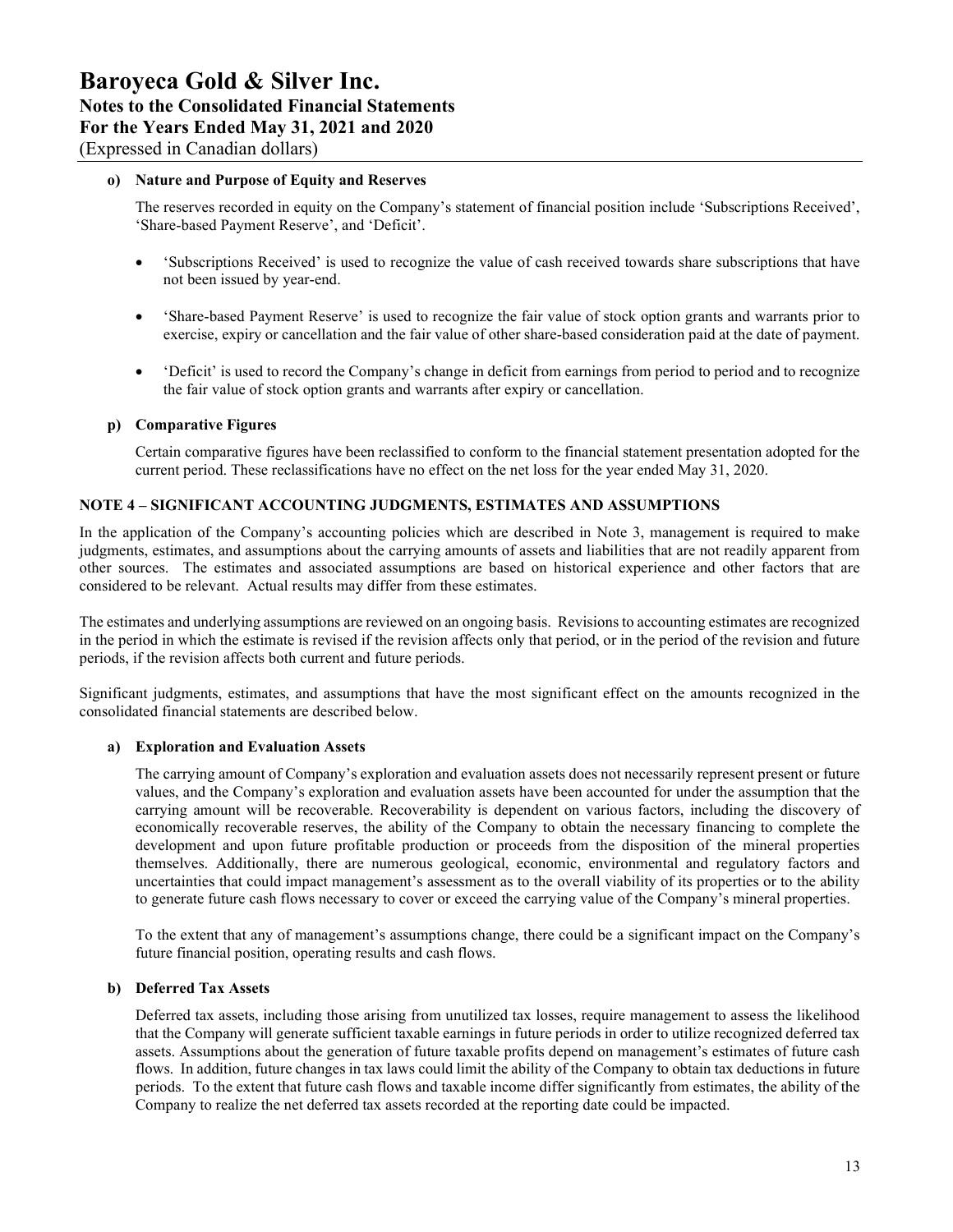**o) Nature and Purpose of Equity and Reserves**

The reserves recorded in equity on the Company's statement of financial position include 'Subscriptions Received', 'Share-based Payment Reserve', and 'Deficit'.

- 'Subscriptions Received' is used to recognize the value of cash received towards share subscriptions that have not been issued by year-end.
- 'Share-based Payment Reserve' is used to recognize the fair value of stock option grants and warrants prior to exercise, expiry or cancellation and the fair value of other share-based consideration paid at the date of payment.
- 'Deficit' is used to record the Company's change in deficit from earnings from period to period and to recognize the fair value of stock option grants and warrants after expiry or cancellation.

**p) Comparative Figures**

Certain comparative figures have been reclassified to conform to the financial statement presentation adopted for the current period. These reclassifications have no effect on the net loss for the year ended May 31, 2020.

## NOTE 4 – SIGNIFICANT ACCOUNTING JUDGMENTS, ESTIMATES AND ASSUMPTIONS

In the application of the Company's accounting policies which are described in Note 3, management is required to make judgments, estimates, and assumptions about the carrying amounts of assets and liabilities that are not readily apparent from other sources. The estimates and associated assumptions are based on historical experience and other factors that are considered to be relevant. Actual results may differ from these estimates.

The estimates and underlying assumptions are reviewed on an ongoing basis. Revisions to accounting estimates are recognized in the period in which the estimate is revised if the revision affects only that period, or in the period of the revision and future periods, if the revision affects both current and future periods.

Significant judgments, estimates, and assumptions that have the most significant effect on the amounts recognized in the consolidated financial statements are described below.

**a) Exploration and Evaluation Assets**

The carrying amount of Company's exploration and evaluation assets does not necessarily represent present or future values, and the Company's exploration and evaluation assets have been accounted for under the assumption that the carrying amount will be recoverable. Recoverability is dependent on various factors, including the discovery of economically recoverable reserves, the ability of the Company to obtain the necessary financing to complete the development and upon future profitable production or proceeds from the disposition of the mineral properties themselves. Additionally, there are numerous geological, economic, environmental and regulatory factors and uncertainties that could impact management's assessment as to the overall viability of its properties or to the ability to generate future cash flows necessary to cover or exceed the carrying value of the Company's mineral properties.

To the extent that any of management's assumptions change, there could be a significant impact on the Company's future financial position, operating results and cash flows.

**b) Deferred Tax Assets**

Deferred tax assets, including those arising from unutilized tax losses, require management to assess the likelihood that the Company will generate sufficient taxable earnings in future periods in order to utilize recognized deferred tax assets. Assumptions about the generation of future taxable profits depend on management's estimates of future cash flows. In addition, future changes in tax laws could limit the ability of the Company to obtain tax deductions in future periods. To the extent that future cash flows and taxable income differ significantly from estimates, the ability of the Company to realize the net deferred tax assets recorded at the reporting date could be impacted.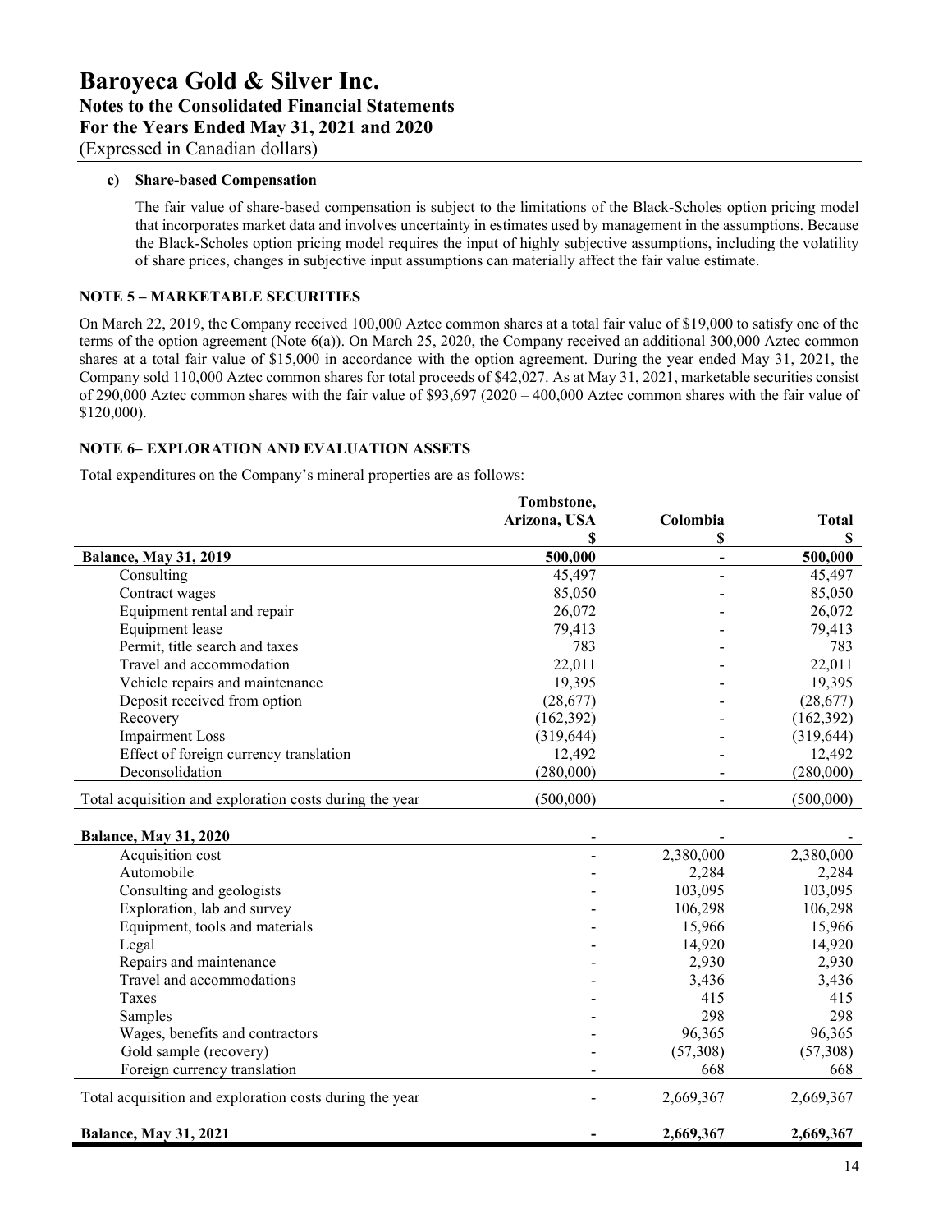**c) Share-based Compensation**

The fair value of share-based compensation is subject to the limitations of the Black-Scholes option pricing model that incorporates market data and involves uncertainty in estimates used by management in the assumptions. Because the Black-Scholes option pricing model requires the input of highly subjective assumptions, including the volatility of share prices, changes in subjective input assumptions can materially affect the fair value estimate.

## NOTE 5 – MARKETABLE SECURITIES

On March 22, 2019, the Company received 100,000 Aztec common shares at a total fair value of $19,000 to satisfy one of the terms of the option agreement (Note 6(a)). On March 25, 2020, the Company received an additional 300,000 Aztec common shares at a total fair value of $15,000 in accordance with the option agreement. During the year ended May 31, 2021, the Company sold 110,000 Aztec common shares for total proceeds of $42,027. As at May 31, 2021, marketable securities consist of 290,000 Aztec common shares with the fair value of $93,697 (2020 – 400,000 Aztec common shares with the fair value of $120,000).

## NOTE 6– EXPLORATION AND EVALUATION ASSETS

Total expenditures on the Company's mineral properties are as follows:

| | Tombstone, Arizona, USA | Colombia | Total |
|---|---|---|---|
| | $ | $ | $ |
| **Balance, May 31, 2019** | **500,000** | **-** | **500,000** |
| Consulting | 45,497 | - | 45,497 |
| Contract wages | 85,050 | - | 85,050 |
| Equipment rental and repair | 26,072 | - | 26,072 |
| Equipment lease | 79,413 | - | 79,413 |
| Permit, title search and taxes | 783 | - | 783 |
| Travel and accommodation | 22,011 | - | 22,011 |
| Vehicle repairs and maintenance | 19,395 | - | 19,395 |
| Deposit received from option | (28,677) | - | (28,677) |
| Recovery | (162,392) | - | (162,392) |
| Impairment Loss | (319,644) | - | (319,644) |
| Effect of foreign currency translation | 12,492 | - | 12,492 |
| Deconsolidation | (280,000) | - | (280,000) |
| Total acquisition and exploration costs during the year | (500,000) | - | (500,000) |
| **Balance, May 31, 2020** | - | - | - |
| Acquisition cost | - | 2,380,000 | 2,380,000 |
| Automobile | - | 2,284 | 2,284 |
| Consulting and geologists | - | 103,095 | 103,095 |
| Exploration, lab and survey | - | 106,298 | 106,298 |
| Equipment, tools and materials | - | 15,966 | 15,966 |
| Legal | - | 14,920 | 14,920 |
| Repairs and maintenance | - | 2,930 | 2,930 |
| Travel and accommodations | - | 3,436 | 3,436 |
| Taxes | - | 415 | 415 |
| Samples | - | 298 | 298 |
| Wages, benefits and contractors | - | 96,365 | 96,365 |
| Gold sample (recovery) | - | (57,308) | (57,308) |
| Foreign currency translation | - | 668 | 668 |
| Total acquisition and exploration costs during the year | - | 2,669,367 | 2,669,367 |
| **Balance, May 31, 2021** | **-** | **2,669,367** | **2,669,367** |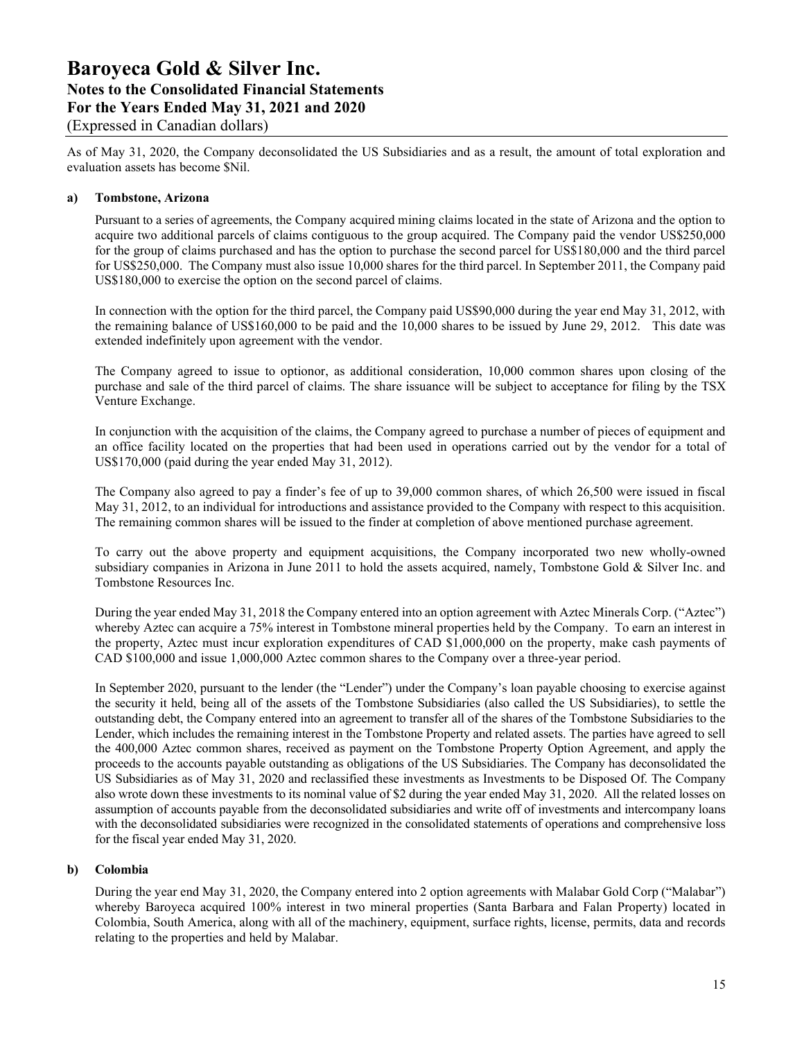As of May 31, 2020, the Company deconsolidated the US Subsidiaries and as a result, the amount of total exploration and evaluation assets has become $Nil.

**a) Tombstone, Arizona**

Pursuant to a series of agreements, the Company acquired mining claims located in the state of Arizona and the option to acquire two additional parcels of claims contiguous to the group acquired. The Company paid the vendor US$250,000 for the group of claims purchased and has the option to purchase the second parcel for US$180,000 and the third parcel for US$250,000. The Company must also issue 10,000 shares for the third parcel. In September 2011, the Company paid US$180,000 to exercise the option on the second parcel of claims.

In connection with the option for the third parcel, the Company paid US$90,000 during the year end May 31, 2012, with the remaining balance of US$160,000 to be paid and the 10,000 shares to be issued by June 29, 2012. This date was extended indefinitely upon agreement with the vendor.

The Company agreed to issue to optionor, as additional consideration, 10,000 common shares upon closing of the purchase and sale of the third parcel of claims. The share issuance will be subject to acceptance for filing by the TSX Venture Exchange.

In conjunction with the acquisition of the claims, the Company agreed to purchase a number of pieces of equipment and an office facility located on the properties that had been used in operations carried out by the vendor for a total of US$170,000 (paid during the year ended May 31, 2012).

The Company also agreed to pay a finder's fee of up to 39,000 common shares, of which 26,500 were issued in fiscal May 31, 2012, to an individual for introductions and assistance provided to the Company with respect to this acquisition. The remaining common shares will be issued to the finder at completion of above mentioned purchase agreement.

To carry out the above property and equipment acquisitions, the Company incorporated two new wholly-owned subsidiary companies in Arizona in June 2011 to hold the assets acquired, namely, Tombstone Gold & Silver Inc. and Tombstone Resources Inc.

During the year ended May 31, 2018 the Company entered into an option agreement with Aztec Minerals Corp. ("Aztec") whereby Aztec can acquire a 75% interest in Tombstone mineral properties held by the Company. To earn an interest in the property, Aztec must incur exploration expenditures of CAD $1,000,000 on the property, make cash payments of CAD $100,000 and issue 1,000,000 Aztec common shares to the Company over a three-year period.

In September 2020, pursuant to the lender (the "Lender") under the Company's loan payable choosing to exercise against the security it held, being all of the assets of the Tombstone Subsidiaries (also called the US Subsidiaries), to settle the outstanding debt, the Company entered into an agreement to transfer all of the shares of the Tombstone Subsidiaries to the Lender, which includes the remaining interest in the Tombstone Property and related assets. The parties have agreed to sell the 400,000 Aztec common shares, received as payment on the Tombstone Property Option Agreement, and apply the proceeds to the accounts payable outstanding as obligations of the US Subsidiaries. The Company has deconsolidated the US Subsidiaries as of May 31, 2020 and reclassified these investments as Investments to be Disposed Of. The Company also wrote down these investments to its nominal value of $2 during the year ended May 31, 2020. All the related losses on assumption of accounts payable from the deconsolidated subsidiaries and write off of investments and intercompany loans with the deconsolidated subsidiaries were recognized in the consolidated statements of operations and comprehensive loss for the fiscal year ended May 31, 2020.

**b) Colombia**

During the year end May 31, 2020, the Company entered into 2 option agreements with Malabar Gold Corp ("Malabar") whereby Baroyeca acquired 100% interest in two mineral properties (Santa Barbara and Falan Property) located in Colombia, South America, along with all of the machinery, equipment, surface rights, license, permits, data and records relating to the properties and held by Malabar.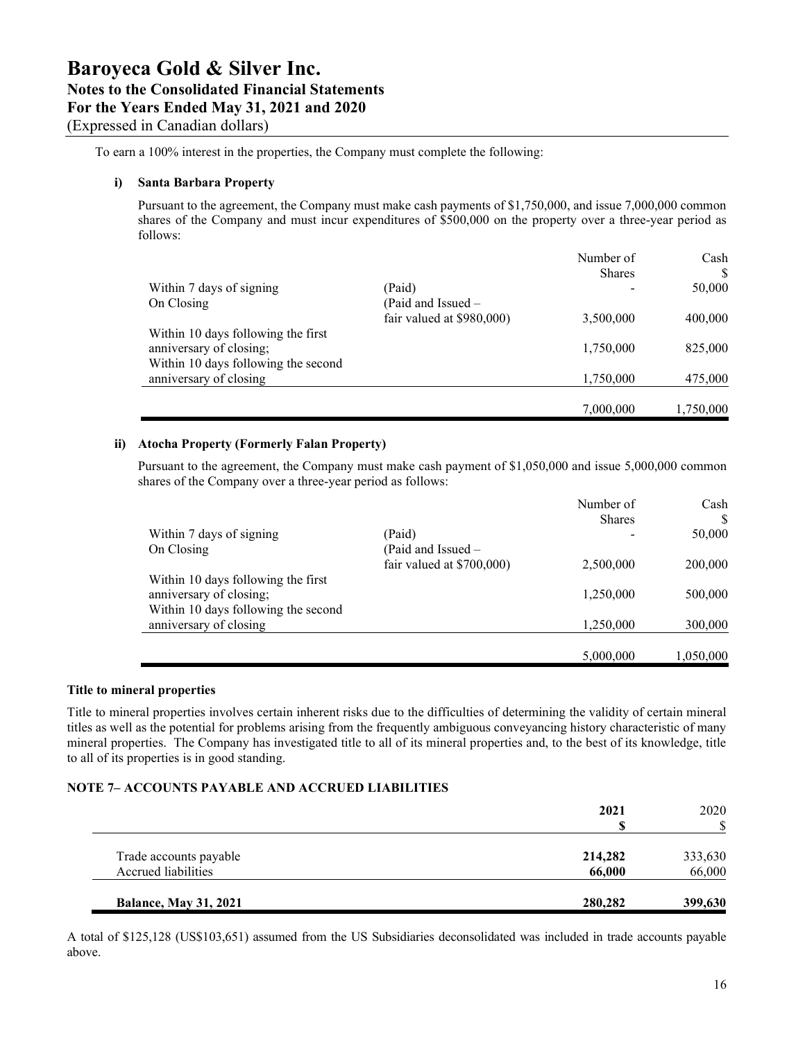To earn a 100% interest in the properties, the Company must complete the following:

**i) Santa Barbara Property**

Pursuant to the agreement, the Company must make cash payments of $1,750,000, and issue 7,000,000 common shares of the Company and must incur expenditures of $500,000 on the property over a three-year period as follows:

| | | Number of Shares | Cash $ |
|---|---|---|---|
| Within 7 days of signing | (Paid) | - | 50,000 |
| On Closing | (Paid and Issued – fair valued at $980,000) | 3,500,000 | 400,000 |
| Within 10 days following the first anniversary of closing; | | 1,750,000 | 825,000 |
| Within 10 days following the second anniversary of closing | | 1,750,000 | 475,000 |
| | | 7,000,000 | 1,750,000 |

**ii) Atocha Property (Formerly Falan Property)**

Pursuant to the agreement, the Company must make cash payment of $1,050,000 and issue 5,000,000 common shares of the Company over a three-year period as follows:

| | | Number of Shares | Cash $ |
|---|---|---|---|
| Within 7 days of signing | (Paid) | - | 50,000 |
| On Closing | (Paid and Issued – fair valued at $700,000) | 2,500,000 | 200,000 |
| Within 10 days following the first anniversary of closing; | | 1,250,000 | 500,000 |
| Within 10 days following the second anniversary of closing | | 1,250,000 | 300,000 |
| | | 5,000,000 | 1,050,000 |

**Title to mineral properties**

Title to mineral properties involves certain inherent risks due to the difficulties of determining the validity of certain mineral titles as well as the potential for problems arising from the frequently ambiguous conveyancing history characteristic of many mineral properties. The Company has investigated title to all of its mineral properties and, to the best of its knowledge, title to all of its properties is in good standing.

**NOTE 7– ACCOUNTS PAYABLE AND ACCRUED LIABILITIES**

| | **2021** **$** | 2020 $ |
|---|---|---|
| Trade accounts payable | **214,282** | 333,630 |
| Accrued liabilities | **66,000** | 66,000 |
| **Balance, May 31, 2021** | **280,282** | **399,630** |

A total of $125,128 (US$103,651) assumed from the US Subsidiaries deconsolidated was included in trade accounts payable above.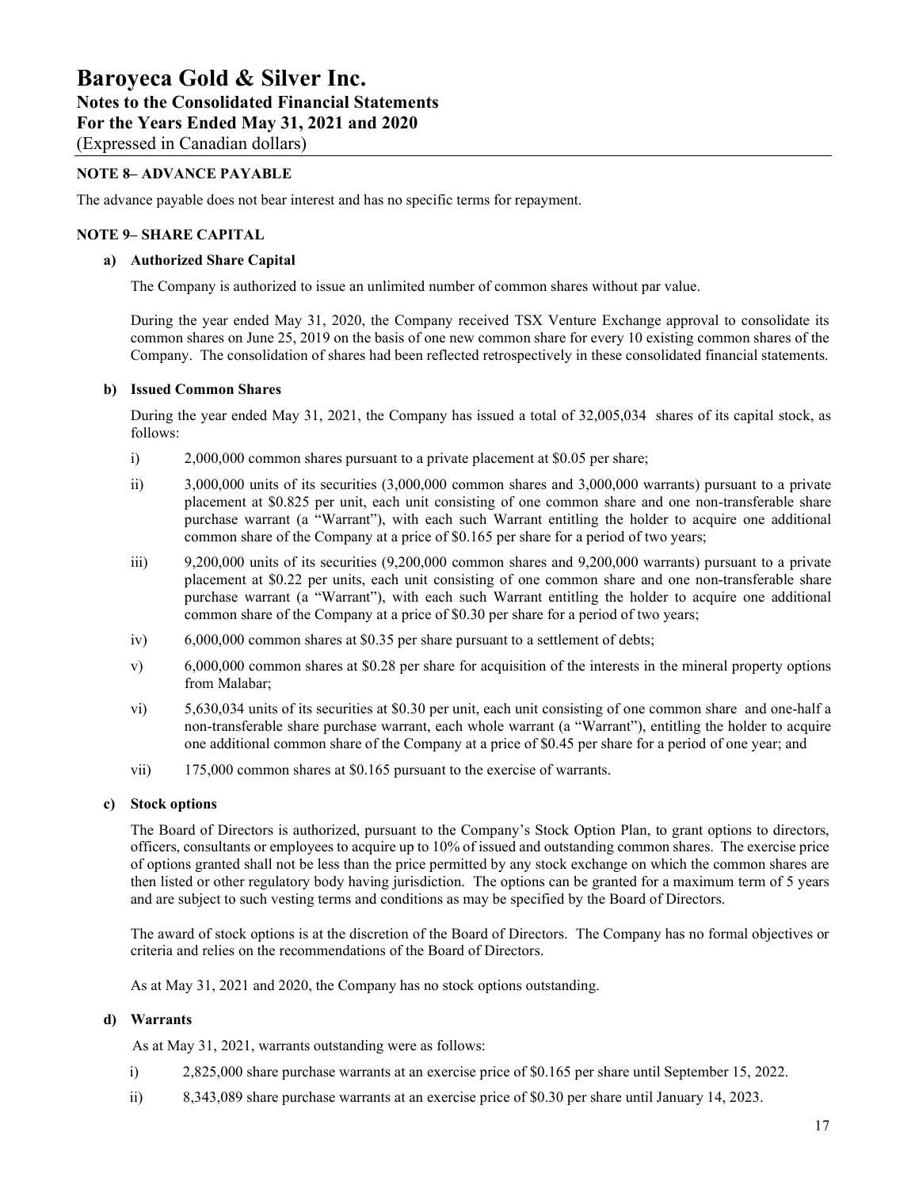# Baroyeca Gold & Silver Inc.
## Notes to the Consolidated Financial Statements
## For the Years Ended May 31, 2021 and 2020
(Expressed in Canadian dollars)

### NOTE 8– ADVANCE PAYABLE

The advance payable does not bear interest and has no specific terms for repayment.

### NOTE 9– SHARE CAPITAL

**a) Authorized Share Capital**

The Company is authorized to issue an unlimited number of common shares without par value.

During the year ended May 31, 2020, the Company received TSX Venture Exchange approval to consolidate its common shares on June 25, 2019 on the basis of one new common share for every 10 existing common shares of the Company. The consolidation of shares had been reflected retrospectively in these consolidated financial statements.

**b) Issued Common Shares**

During the year ended May 31, 2021, the Company has issued a total of 32,005,034 shares of its capital stock, as follows:

i) 2,000,000 common shares pursuant to a private placement at $0.05 per share;

ii) 3,000,000 units of its securities (3,000,000 common shares and 3,000,000 warrants) pursuant to a private placement at $0.825 per unit, each unit consisting of one common share and one non-transferable share purchase warrant (a "Warrant"), with each such Warrant entitling the holder to acquire one additional common share of the Company at a price of $0.165 per share for a period of two years;

iii) 9,200,000 units of its securities (9,200,000 common shares and 9,200,000 warrants) pursuant to a private placement at $0.22 per units, each unit consisting of one common share and one non-transferable share purchase warrant (a "Warrant"), with each such Warrant entitling the holder to acquire one additional common share of the Company at a price of $0.30 per share for a period of two years;

iv) 6,000,000 common shares at $0.35 per share pursuant to a settlement of debts;

v) 6,000,000 common shares at $0.28 per share for acquisition of the interests in the mineral property options from Malabar;

vi) 5,630,034 units of its securities at $0.30 per unit, each unit consisting of one common share and one-half a non-transferable share purchase warrant, each whole warrant (a "Warrant"), entitling the holder to acquire one additional common share of the Company at a price of $0.45 per share for a period of one year; and

vii) 175,000 common shares at $0.165 pursuant to the exercise of warrants.

**c) Stock options**

The Board of Directors is authorized, pursuant to the Company's Stock Option Plan, to grant options to directors, officers, consultants or employees to acquire up to 10% of issued and outstanding common shares. The exercise price of options granted shall not be less than the price permitted by any stock exchange on which the common shares are then listed or other regulatory body having jurisdiction. The options can be granted for a maximum term of 5 years and are subject to such vesting terms and conditions as may be specified by the Board of Directors.

The award of stock options is at the discretion of the Board of Directors. The Company has no formal objectives or criteria and relies on the recommendations of the Board of Directors.

As at May 31, 2021 and 2020, the Company has no stock options outstanding.

**d) Warrants**

As at May 31, 2021, warrants outstanding were as follows:

i) 2,825,000 share purchase warrants at an exercise price of $0.165 per share until September 15, 2022.

ii) 8,343,089 share purchase warrants at an exercise price of $0.30 per share until January 14, 2023.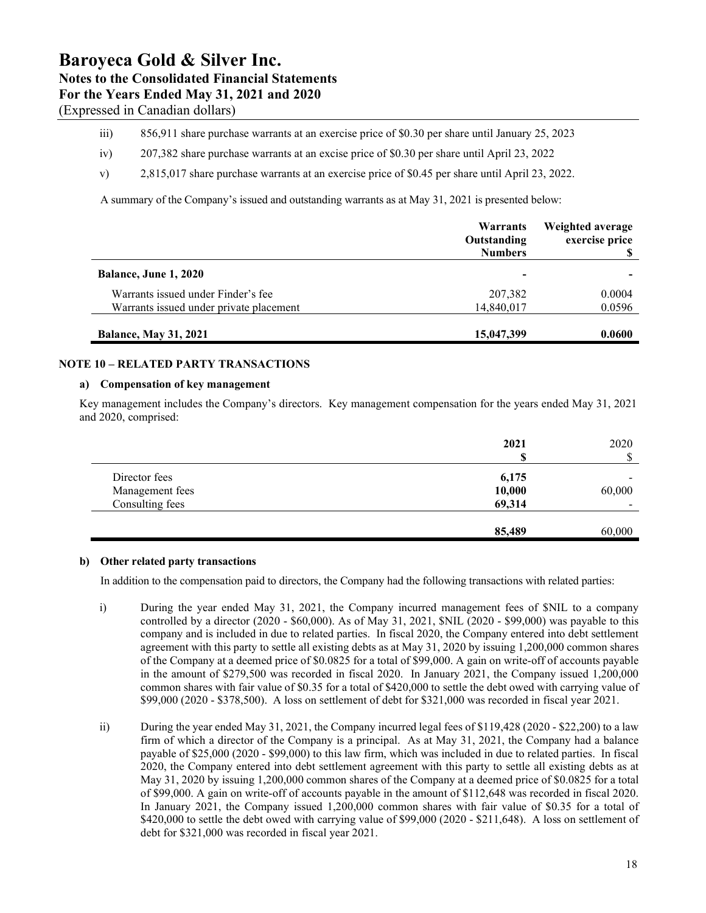iii) 856,911 share purchase warrants at an exercise price of $0.30 per share until January 25, 2023

iv) 207,382 share purchase warrants at an excise price of $0.30 per share until April 23, 2022

v) 2,815,017 share purchase warrants at an exercise price of $0.45 per share until April 23, 2022.

A summary of the Company's issued and outstanding warrants as at May 31, 2021 is presented below:

| | Warrants Outstanding Numbers | Weighted average exercise price $ |
|---|---|---|
| **Balance, June 1, 2020** | - | - |
| Warrants issued under Finder's fee | 207,382 | 0.0004 |
| Warrants issued under private placement | 14,840,017 | 0.0596 |
| **Balance, May 31, 2021** | **15,047,399** | **0.0600** |

## NOTE 10 – RELATED PARTY TRANSACTIONS

### a) Compensation of key management

Key management includes the Company's directors. Key management compensation for the years ended May 31, 2021 and 2020, comprised:

| | 2021 $ | 2020 $ |
|---|---|---|
| Director fees | 6,175 | - |
| Management fees | 10,000 | 60,000 |
| Consulting fees | 69,314 | - |
| | **85,489** | 60,000 |

### b) Other related party transactions

In addition to the compensation paid to directors, the Company had the following transactions with related parties:

i) During the year ended May 31, 2021, the Company incurred management fees of $NIL to a company controlled by a director (2020 - $60,000). As of May 31, 2021, $NIL (2020 - $99,000) was payable to this company and is included in due to related parties. In fiscal 2020, the Company entered into debt settlement agreement with this party to settle all existing debts as at May 31, 2020 by issuing 1,200,000 common shares of the Company at a deemed price of $0.0825 for a total of $99,000. A gain on write-off of accounts payable in the amount of $279,500 was recorded in fiscal 2020. In January 2021, the Company issued 1,200,000 common shares with fair value of $0.35 for a total of $420,000 to settle the debt owed with carrying value of $99,000 (2020 - $378,500). A loss on settlement of debt for $321,000 was recorded in fiscal year 2021.

ii) During the year ended May 31, 2021, the Company incurred legal fees of $119,428 (2020 - $22,200) to a law firm of which a director of the Company is a principal. As at May 31, 2021, the Company had a balance payable of $25,000 (2020 - $99,000) to this law firm, which was included in due to related parties. In fiscal 2020, the Company entered into debt settlement agreement with this party to settle all existing debts as at May 31, 2020 by issuing 1,200,000 common shares of the Company at a deemed price of $0.0825 for a total of $99,000. A gain on write-off of accounts payable in the amount of $112,648 was recorded in fiscal 2020. In January 2021, the Company issued 1,200,000 common shares with fair value of $0.35 for a total of $420,000 to settle the debt owed with carrying value of $99,000 (2020 - $211,648). A loss on settlement of debt for $321,000 was recorded in fiscal year 2021.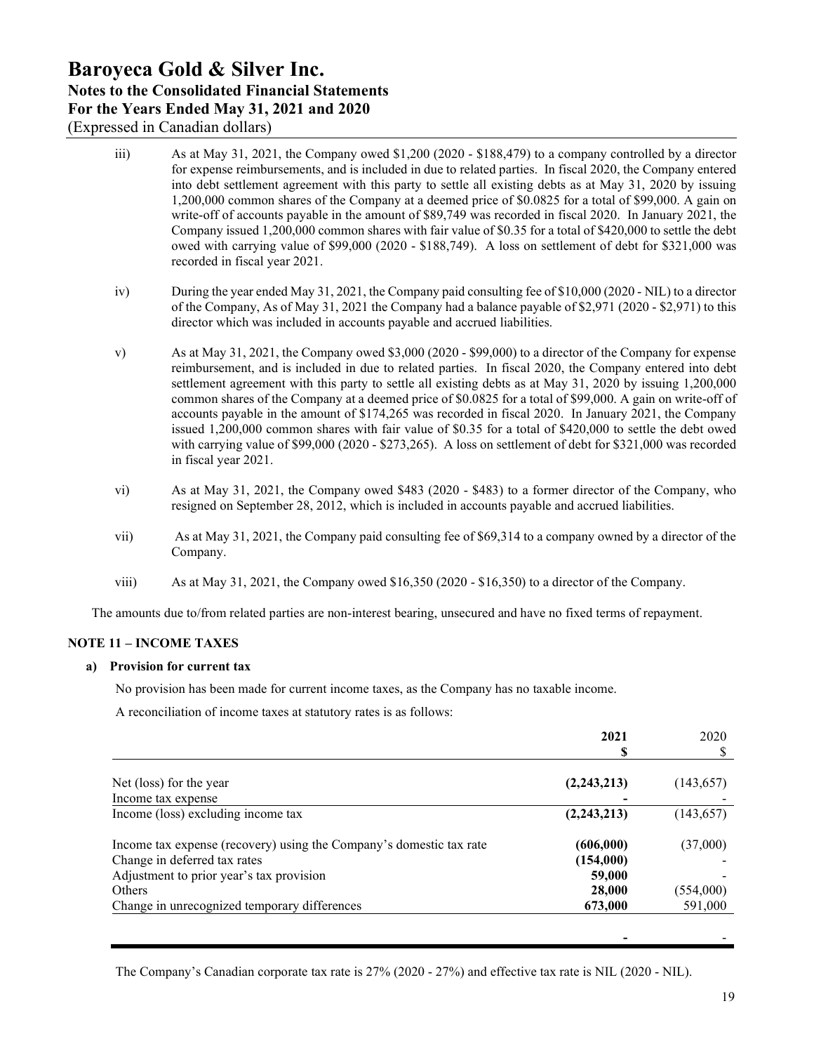iii) As at May 31, 2021, the Company owed $1,200 (2020 - $188,479) to a company controlled by a director for expense reimbursements, and is included in due to related parties. In fiscal 2020, the Company entered into debt settlement agreement with this party to settle all existing debts as at May 31, 2020 by issuing 1,200,000 common shares of the Company at a deemed price of $0.0825 for a total of $99,000. A gain on write-off of accounts payable in the amount of $89,749 was recorded in fiscal 2020. In January 2021, the Company issued 1,200,000 common shares with fair value of $0.35 for a total of $420,000 to settle the debt owed with carrying value of $99,000 (2020 - $188,749). A loss on settlement of debt for $321,000 was recorded in fiscal year 2021.

iv) During the year ended May 31, 2021, the Company paid consulting fee of $10,000 (2020 - NIL) to a director of the Company, As of May 31, 2021 the Company had a balance payable of $2,971 (2020 - $2,971) to this director which was included in accounts payable and accrued liabilities.

v) As at May 31, 2021, the Company owed $3,000 (2020 - $99,000) to a director of the Company for expense reimbursement, and is included in due to related parties. In fiscal 2020, the Company entered into debt settlement agreement with this party to settle all existing debts as at May 31, 2020 by issuing 1,200,000 common shares of the Company at a deemed price of $0.0825 for a total of $99,000. A gain on write-off of accounts payable in the amount of $174,265 was recorded in fiscal 2020. In January 2021, the Company issued 1,200,000 common shares with fair value of $0.35 for a total of $420,000 to settle the debt owed with carrying value of $99,000 (2020 - $273,265). A loss on settlement of debt for $321,000 was recorded in fiscal year 2021.

vi) As at May 31, 2021, the Company owed $483 (2020 - $483) to a former director of the Company, who resigned on September 28, 2012, which is included in accounts payable and accrued liabilities.

vii) As at May 31, 2021, the Company paid consulting fee of $69,314 to a company owned by a director of the Company.

viii) As at May 31, 2021, the Company owed $16,350 (2020 - $16,350) to a director of the Company.

The amounts due to/from related parties are non-interest bearing, unsecured and have no fixed terms of repayment.

## NOTE 11 – INCOME TAXES

### a) Provision for current tax

No provision has been made for current income taxes, as the Company has no taxable income.

A reconciliation of income taxes at statutory rates is as follows:

| | **2021** | 2020 |
|---|---|---|
| | **$** | $ |
| Net (loss) for the year | **(2,243,213)** | (143,657) |
| Income tax expense | **-** | - |
| Income (loss) excluding income tax | **(2,243,213)** | (143,657) |
| Income tax expense (recovery) using the Company's domestic tax rate | **(606,000)** | (37,000) |
| Change in deferred tax rates | **(154,000)** | - |
| Adjustment to prior year's tax provision | **59,000** | - |
| Others | **28,000** | (554,000) |
| Change in unrecognized temporary differences | **673,000** | 591,000 |
| | **-** | - |

The Company's Canadian corporate tax rate is 27% (2020 - 27%) and effective tax rate is NIL (2020 - NIL).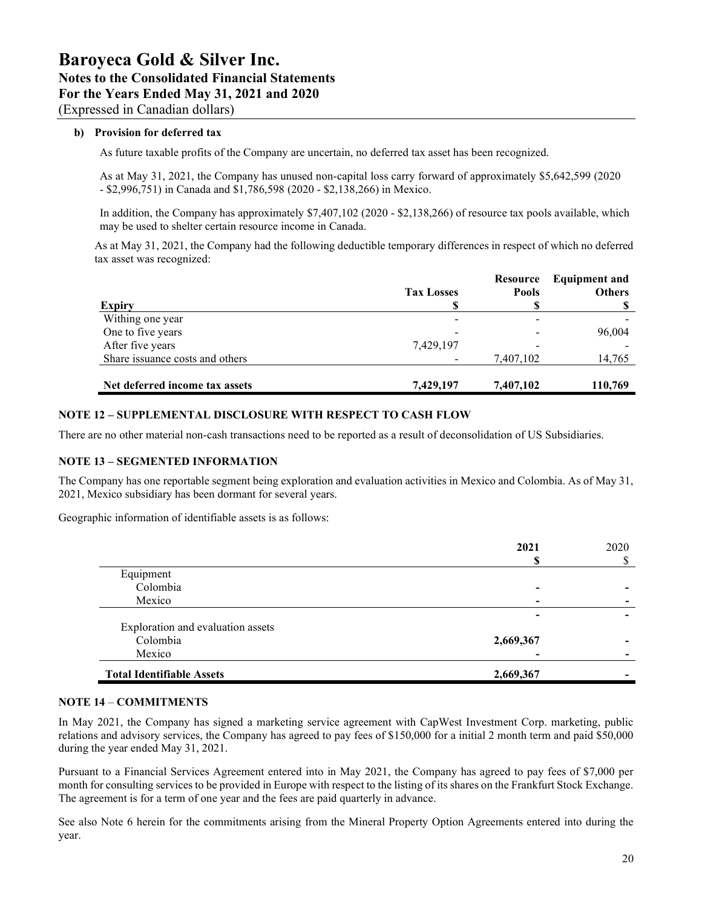**b) Provision for deferred tax**

As future taxable profits of the Company are uncertain, no deferred tax asset has been recognized.

As at May 31, 2021, the Company has unused non-capital loss carry forward of approximately $5,642,599 (2020 - $2,996,751) in Canada and $1,786,598 (2020 - $2,138,266) in Mexico.

In addition, the Company has approximately $7,407,102 (2020 - $2,138,266) of resource tax pools available, which may be used to shelter certain resource income in Canada.

As at May 31, 2021, the Company had the following deductible temporary differences in respect of which no deferred tax asset was recognized:

| Expiry | Tax Losses $ | Resource Pools $ | Equipment and Others $ |
|---|---|---|---|
| Withing one year | - | - | - |
| One to five years | - | - | 96,004 |
| After five years | 7,429,197 | - | - |
| Share issuance costs and others | - | 7,407,102 | 14,765 |
| **Net deferred income tax assets** | **7,429,197** | **7,407,102** | **110,769** |

## NOTE 12 – SUPPLEMENTAL DISCLOSURE WITH RESPECT TO CASH FLOW

There are no other material non-cash transactions need to be reported as a result of deconsolidation of US Subsidiaries.

## NOTE 13 – SEGMENTED INFORMATION

The Company has one reportable segment being exploration and evaluation activities in Mexico and Colombia. As of May 31, 2021, Mexico subsidiary has been dormant for several years.

Geographic information of identifiable assets is as follows:

| | 2021 $ | 2020 $ |
|---|---|---|
| Equipment | | |
| Colombia | - | - |
| Mexico | - | - |
| | - | - |
| Exploration and evaluation assets | | |
| Colombia | 2,669,367 | - |
| Mexico | - | - |
| **Total Identifiable Assets** | **2,669,367** | - |

## NOTE 14 – COMMITMENTS

In May 2021, the Company has signed a marketing service agreement with CapWest Investment Corp. marketing, public relations and advisory services, the Company has agreed to pay fees of $150,000 for a initial 2 month term and paid $50,000 during the year ended May 31, 2021.

Pursuant to a Financial Services Agreement entered into in May 2021, the Company has agreed to pay fees of $7,000 per month for consulting services to be provided in Europe with respect to the listing of its shares on the Frankfurt Stock Exchange. The agreement is for a term of one year and the fees are paid quarterly in advance.

See also Note 6 herein for the commitments arising from the Mineral Property Option Agreements entered into during the year.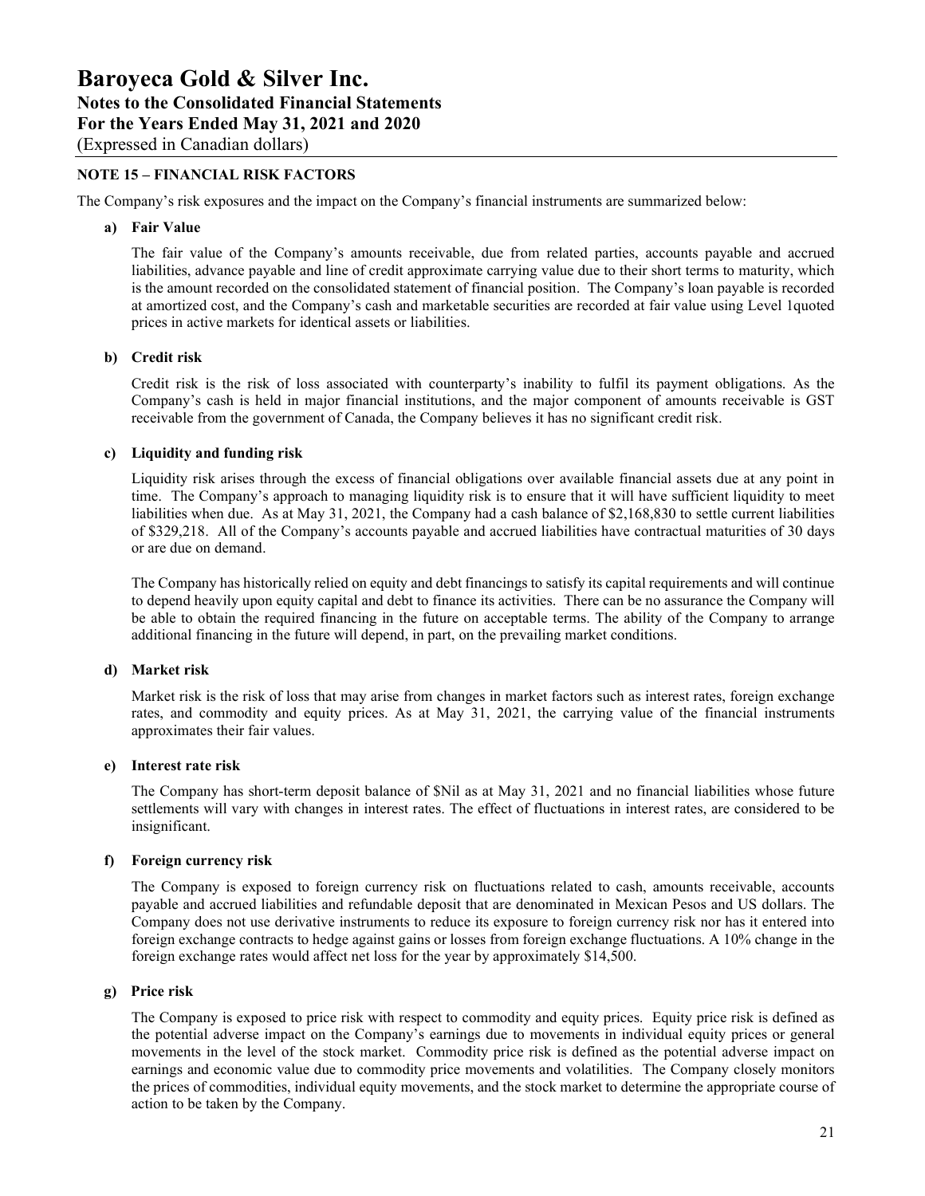## NOTE 15 – FINANCIAL RISK FACTORS

The Company's risk exposures and the impact on the Company's financial instruments are summarized below:

### a) Fair Value

The fair value of the Company's amounts receivable, due from related parties, accounts payable and accrued liabilities, advance payable and line of credit approximate carrying value due to their short terms to maturity, which is the amount recorded on the consolidated statement of financial position. The Company's loan payable is recorded at amortized cost, and the Company's cash and marketable securities are recorded at fair value using Level 1quoted prices in active markets for identical assets or liabilities.

### b) Credit risk

Credit risk is the risk of loss associated with counterparty's inability to fulfil its payment obligations. As the Company's cash is held in major financial institutions, and the major component of amounts receivable is GST receivable from the government of Canada, the Company believes it has no significant credit risk.

### c) Liquidity and funding risk

Liquidity risk arises through the excess of financial obligations over available financial assets due at any point in time. The Company's approach to managing liquidity risk is to ensure that it will have sufficient liquidity to meet liabilities when due. As at May 31, 2021, the Company had a cash balance of $2,168,830 to settle current liabilities of $329,218. All of the Company's accounts payable and accrued liabilities have contractual maturities of 30 days or are due on demand.

The Company has historically relied on equity and debt financings to satisfy its capital requirements and will continue to depend heavily upon equity capital and debt to finance its activities. There can be no assurance the Company will be able to obtain the required financing in the future on acceptable terms. The ability of the Company to arrange additional financing in the future will depend, in part, on the prevailing market conditions.

### d) Market risk

Market risk is the risk of loss that may arise from changes in market factors such as interest rates, foreign exchange rates, and commodity and equity prices. As at May 31, 2021, the carrying value of the financial instruments approximates their fair values.

### e) Interest rate risk

The Company has short-term deposit balance of $Nil as at May 31, 2021 and no financial liabilities whose future settlements will vary with changes in interest rates. The effect of fluctuations in interest rates, are considered to be insignificant.

### f) Foreign currency risk

The Company is exposed to foreign currency risk on fluctuations related to cash, amounts receivable, accounts payable and accrued liabilities and refundable deposit that are denominated in Mexican Pesos and US dollars. The Company does not use derivative instruments to reduce its exposure to foreign currency risk nor has it entered into foreign exchange contracts to hedge against gains or losses from foreign exchange fluctuations. A 10% change in the foreign exchange rates would affect net loss for the year by approximately $14,500.

### g) Price risk

The Company is exposed to price risk with respect to commodity and equity prices. Equity price risk is defined as the potential adverse impact on the Company's earnings due to movements in individual equity prices or general movements in the level of the stock market. Commodity price risk is defined as the potential adverse impact on earnings and economic value due to commodity price movements and volatilities. The Company closely monitors the prices of commodities, individual equity movements, and the stock market to determine the appropriate course of action to be taken by the Company.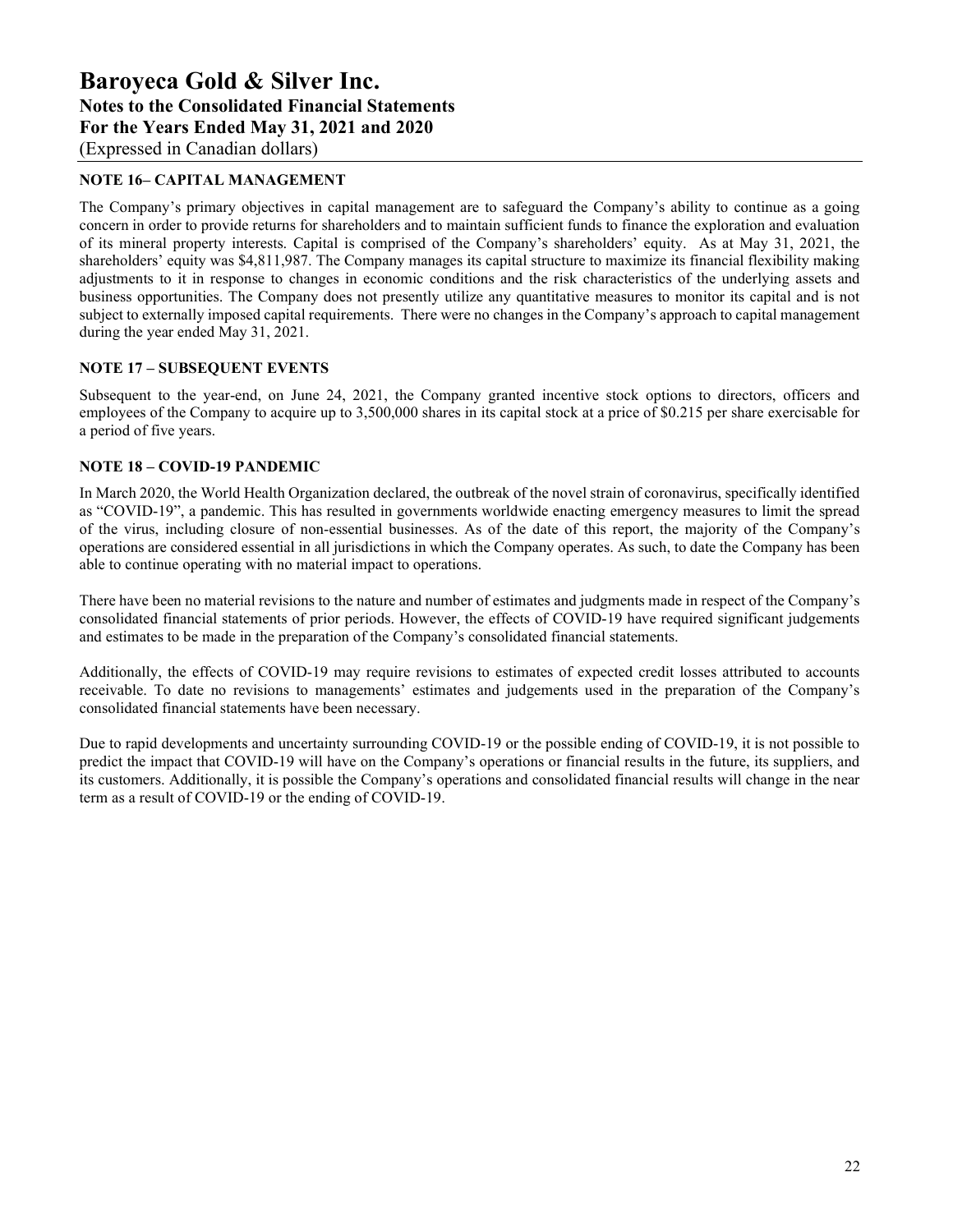## NOTE 16– CAPITAL MANAGEMENT

The Company's primary objectives in capital management are to safeguard the Company's ability to continue as a going concern in order to provide returns for shareholders and to maintain sufficient funds to finance the exploration and evaluation of its mineral property interests. Capital is comprised of the Company's shareholders' equity. As at May 31, 2021, the shareholders' equity was $4,811,987. The Company manages its capital structure to maximize its financial flexibility making adjustments to it in response to changes in economic conditions and the risk characteristics of the underlying assets and business opportunities. The Company does not presently utilize any quantitative measures to monitor its capital and is not subject to externally imposed capital requirements. There were no changes in the Company's approach to capital management during the year ended May 31, 2021.

## NOTE 17 – SUBSEQUENT EVENTS

Subsequent to the year-end, on June 24, 2021, the Company granted incentive stock options to directors, officers and employees of the Company to acquire up to 3,500,000 shares in its capital stock at a price of $0.215 per share exercisable for a period of five years.

## NOTE 18 – COVID-19 PANDEMIC

In March 2020, the World Health Organization declared, the outbreak of the novel strain of coronavirus, specifically identified as "COVID-19", a pandemic. This has resulted in governments worldwide enacting emergency measures to limit the spread of the virus, including closure of non-essential businesses. As of the date of this report, the majority of the Company's operations are considered essential in all jurisdictions in which the Company operates. As such, to date the Company has been able to continue operating with no material impact to operations.

There have been no material revisions to the nature and number of estimates and judgments made in respect of the Company's consolidated financial statements of prior periods. However, the effects of COVID-19 have required significant judgements and estimates to be made in the preparation of the Company's consolidated financial statements.

Additionally, the effects of COVID-19 may require revisions to estimates of expected credit losses attributed to accounts receivable. To date no revisions to managements' estimates and judgements used in the preparation of the Company's consolidated financial statements have been necessary.

Due to rapid developments and uncertainty surrounding COVID-19 or the possible ending of COVID-19, it is not possible to predict the impact that COVID-19 will have on the Company's operations or financial results in the future, its suppliers, and its customers. Additionally, it is possible the Company's operations and consolidated financial results will change in the near term as a result of COVID-19 or the ending of COVID-19.